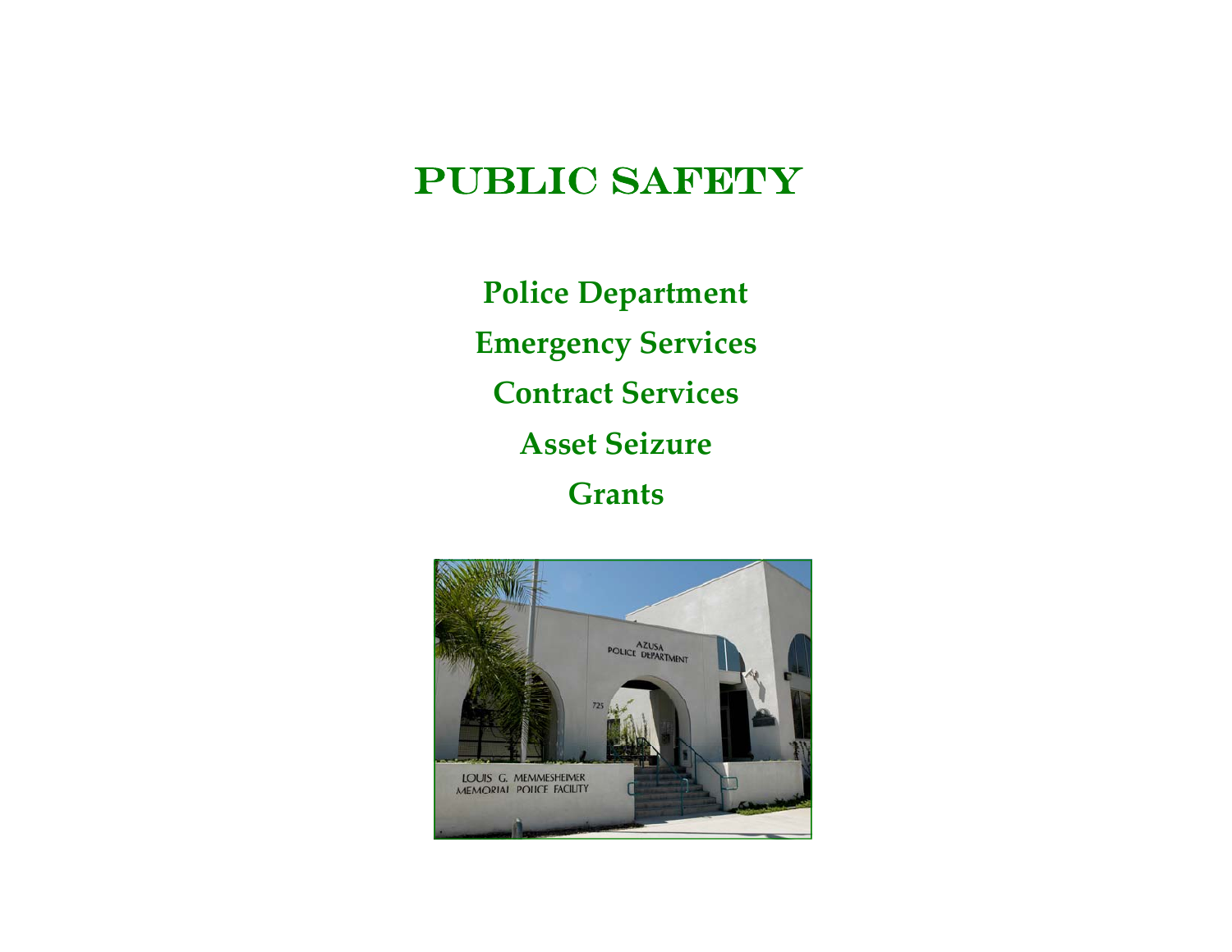# PUBLIC SAFETY

**Police Department**

**Emergency Services**

**Contract Services**

**Asset Seizure**

**Grants**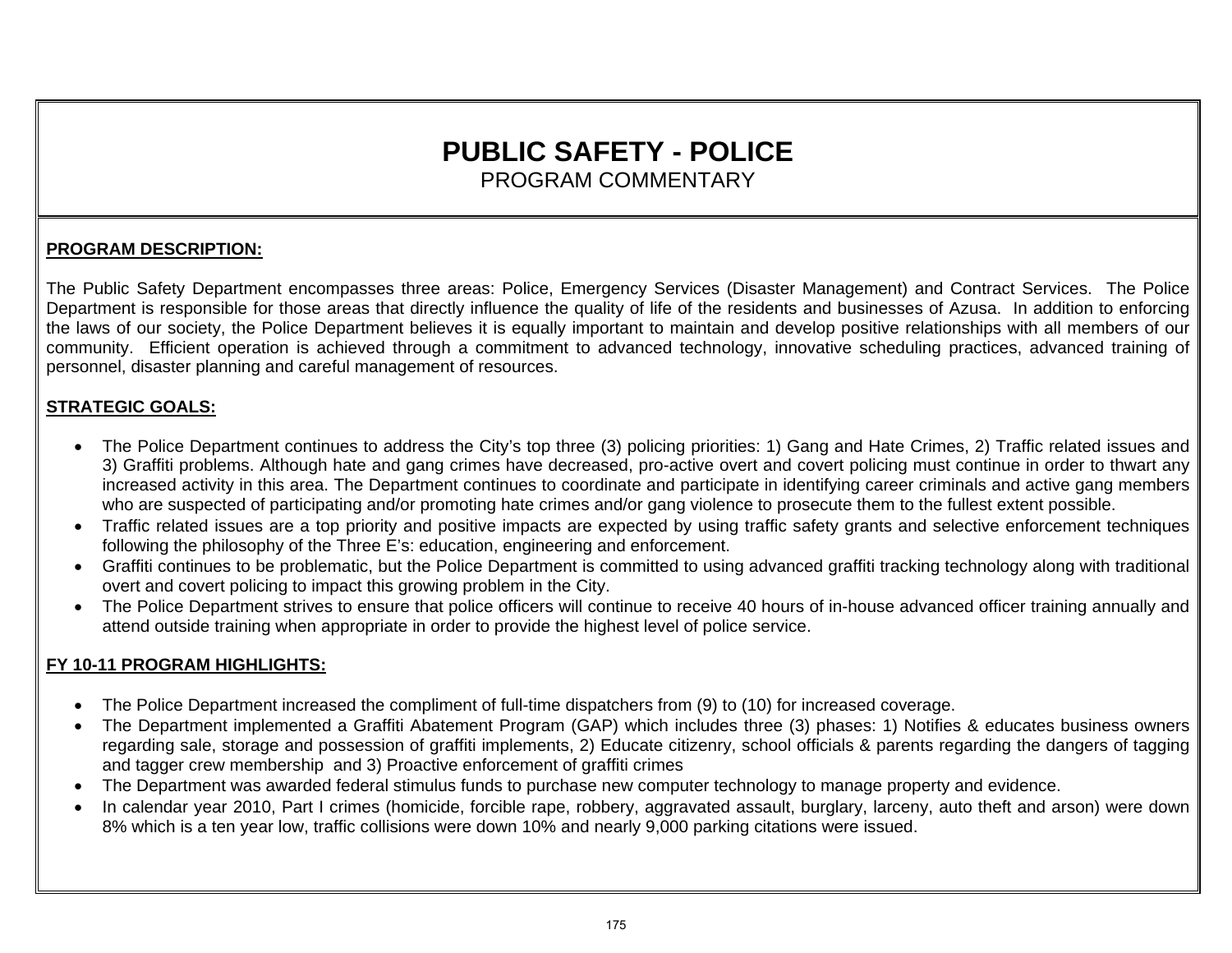# PUBLIC SAFETY - POLICE

PROGRAM COMMENTARY

**PROGRAM DESCRIPTION:**

The Public Safety Department encompasses three areas: Police, Emergency Services (Disaster Management) and Contract Services. The Police Department is responsible for those areas that directly influence the quality of life of the residents and businesses of Azusa. In addition to enforcing the laws of our society, the Police Department believes it is equally important to maintain and develop positive relationships with all members of our community. Efficient operation is achieved through a commitment to advanced technology, innovative scheduling practices, advanced training of personnel, disaster planning and careful management of resources.

**STRATEGIC GOALS:**

- The Police Department continues to address the City's top three (3) policing priorities: 1) Gang and Hate Crimes, 2) Traffic related issues and 3) Graffiti problems. Although hate and gang crimes have decreased, pro-active overt and covert policing must continue in order to thwart any increased activity in this area. The Department continues to coordinate and participate in identifying career criminals and active gang members who are suspected of participating and/or promoting hate crimes and/or gang violence to prosecute them to the fullest extent possible.
- Traffic related issues are a top priority and positive impacts are expected by using traffic safety grants and selective enforcement techniques following the philosophy of the Three E's: education, engineering and enforcement.
- Graffiti continues to be problematic, but the Police Department is committed to using advanced graffiti tracking technology along with traditional overt and covert policing to impact this growing problem in the City.
- The Police Department strives to ensure that police officers will continue to receive 40 hours of in-house advanced officer training annually and attend outside training when appropriate in order to provide the highest level of police service.

**FY 10-11 PROGRAM HIGHLIGHTS:**

- The Police Department increased the compliment of full-time dispatchers from (9) to (10) for increased coverage.
- The Department implemented a Graffiti Abatement Program (GAP) which includes three (3) phases: 1) Notifies & educates business owners regarding sale, storage and possession of graffiti implements, 2) Educate citizenry, school officials & parents regarding the dangers of tagging and tagger crew membership and 3) Proactive enforcement of graffiti crimes
- The Department was awarded federal stimulus funds to purchase new computer technology to manage property and evidence.
- In calendar year 2010, Part I crimes (homicide, forcible rape, robbery, aggravated assault, burglary, larceny, auto theft and arson) were down 8% which is a ten year low, traffic collisions were down 10% and nearly 9,000 parking citations were issued.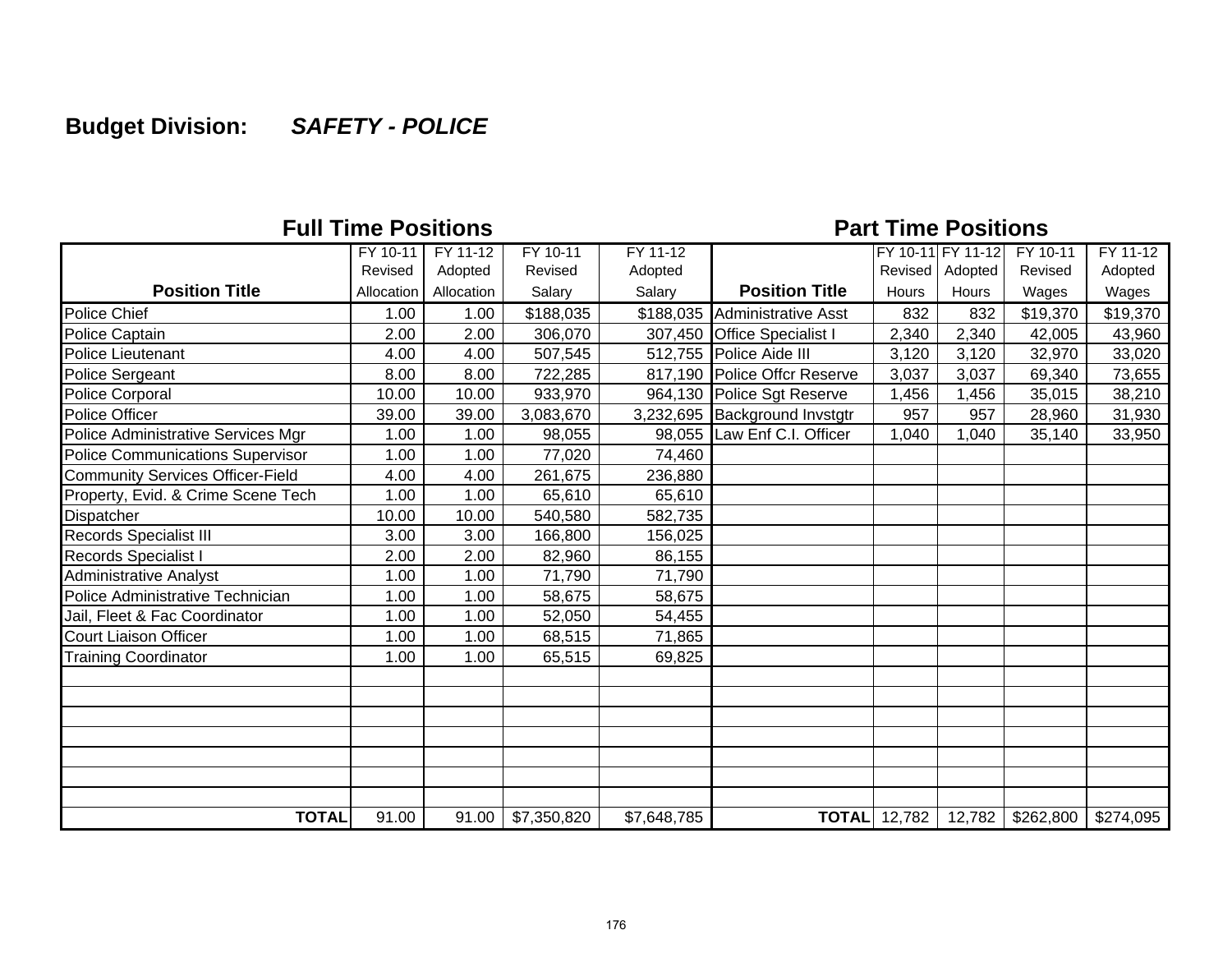## Budget Division: *SAFETY - POLICE*

### Full Time Positions / Part Time Positions

| Position Title | FY 10-11 Revised Allocation | FY 11-12 Adopted Allocation | FY 10-11 Revised Salary | FY 11-12 Adopted Salary | Position Title | FY 10-11 Revised Hours | FY 11-12 Adopted Hours | FY 10-11 Revised Wages | FY 11-12 Adopted Wages |
|---|---|---|---|---|---|---|---|---|---|
| Police Chief | 1.00 | 1.00 | $188,035 | $188,035 | Administrative Asst | 832 | 832 | $19,370 | $19,370 |
| Police Captain | 2.00 | 2.00 | 306,070 | 307,450 | Office Specialist I | 2,340 | 2,340 | 42,005 | 43,960 |
| Police Lieutenant | 4.00 | 4.00 | 507,545 | 512,755 | Police Aide III | 3,120 | 3,120 | 32,970 | 33,020 |
| Police Sergeant | 8.00 | 8.00 | 722,285 | 817,190 | Police Offcr Reserve | 3,037 | 3,037 | 69,340 | 73,655 |
| Police Corporal | 10.00 | 10.00 | 933,970 | 964,130 | Police Sgt Reserve | 1,456 | 1,456 | 35,015 | 38,210 |
| Police Officer | 39.00 | 39.00 | 3,083,670 | 3,232,695 | Background Invstgtr | 957 | 957 | 28,960 | 31,930 |
| Police Administrative Services Mgr | 1.00 | 1.00 | 98,055 | 98,055 | Law Enf C.I. Officer | 1,040 | 1,040 | 35,140 | 33,950 |
| Police Communications Supervisor | 1.00 | 1.00 | 77,020 | 74,460 | | | | | |
| Community Services Officer-Field | 4.00 | 4.00 | 261,675 | 236,880 | | | | | |
| Property, Evid. & Crime Scene Tech | 1.00 | 1.00 | 65,610 | 65,610 | | | | | |
| Dispatcher | 10.00 | 10.00 | 540,580 | 582,735 | | | | | |
| Records Specialist III | 3.00 | 3.00 | 166,800 | 156,025 | | | | | |
| Records Specialist I | 2.00 | 2.00 | 82,960 | 86,155 | | | | | |
| Administrative Analyst | 1.00 | 1.00 | 71,790 | 71,790 | | | | | |
| Police Administrative Technician | 1.00 | 1.00 | 58,675 | 58,675 | | | | | |
| Jail, Fleet & Fac Coordinator | 1.00 | 1.00 | 52,050 | 54,455 | | | | | |
| Court Liaison Officer | 1.00 | 1.00 | 68,515 | 71,865 | | | | | |
| Training Coordinator | 1.00 | 1.00 | 65,515 | 69,825 | | | | | |
| **TOTAL** | 91.00 | 91.00 | $7,350,820 | $7,648,785 | **TOTAL** | 12,782 | 12,782 | $262,800 | $274,095 |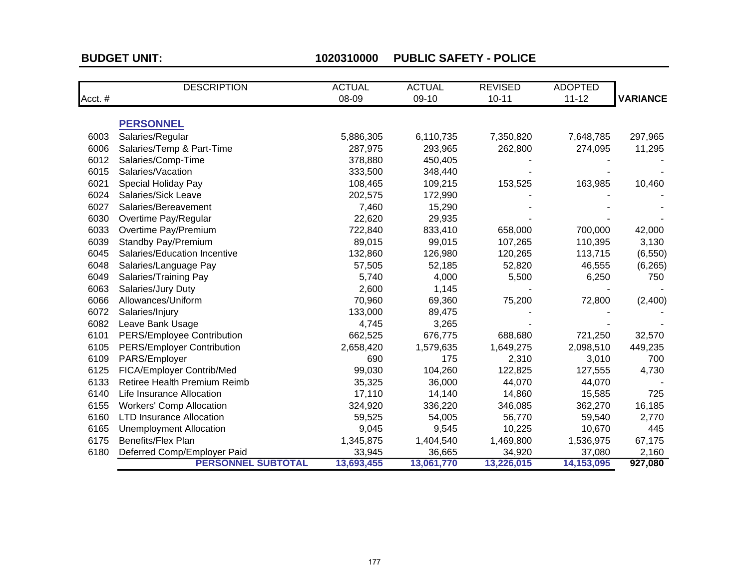**BUDGET UNIT:** **1020310000 PUBLIC SAFETY - POLICE**

| Acct. # | DESCRIPTION | ACTUAL 08-09 | ACTUAL 09-10 | REVISED 10-11 | ADOPTED 11-12 | VARIANCE |
|---|---|---|---|---|---|---|
| | **PERSONNEL** | | | | | |
| 6003 | Salaries/Regular | 5,886,305 | 6,110,735 | 7,350,820 | 7,648,785 | 297,965 |
| 6006 | Salaries/Temp & Part-Time | 287,975 | 293,965 | 262,800 | 274,095 | 11,295 |
| 6012 | Salaries/Comp-Time | 378,880 | 450,405 | - | - | - |
| 6015 | Salaries/Vacation | 333,500 | 348,440 | - | - | - |
| 6021 | Special Holiday Pay | 108,465 | 109,215 | 153,525 | 163,985 | 10,460 |
| 6024 | Salaries/Sick Leave | 202,575 | 172,990 | - | - | - |
| 6027 | Salaries/Bereavement | 7,460 | 15,290 | - | - | - |
| 6030 | Overtime Pay/Regular | 22,620 | 29,935 | - | - | - |
| 6033 | Overtime Pay/Premium | 722,840 | 833,410 | 658,000 | 700,000 | 42,000 |
| 6039 | Standby Pay/Premium | 89,015 | 99,015 | 107,265 | 110,395 | 3,130 |
| 6045 | Salaries/Education Incentive | 132,860 | 126,980 | 120,265 | 113,715 | (6,550) |
| 6048 | Salaries/Language Pay | 57,505 | 52,185 | 52,820 | 46,555 | (6,265) |
| 6049 | Salaries/Training Pay | 5,740 | 4,000 | 5,500 | 6,250 | 750 |
| 6063 | Salaries/Jury Duty | 2,600 | 1,145 | - | - | - |
| 6066 | Allowances/Uniform | 70,960 | 69,360 | 75,200 | 72,800 | (2,400) |
| 6072 | Salaries/Injury | 133,000 | 89,475 | - | - | - |
| 6082 | Leave Bank Usage | 4,745 | 3,265 | - | - | - |
| 6101 | PERS/Employee Contribution | 662,525 | 676,775 | 688,680 | 721,250 | 32,570 |
| 6105 | PERS/Employer Contribution | 2,658,420 | 1,579,635 | 1,649,275 | 2,098,510 | 449,235 |
| 6109 | PARS/Employer | 690 | 175 | 2,310 | 3,010 | 700 |
| 6125 | FICA/Employer Contrib/Med | 99,030 | 104,260 | 122,825 | 127,555 | 4,730 |
| 6133 | Retiree Health Premium Reimb | 35,325 | 36,000 | 44,070 | 44,070 | - |
| 6140 | Life Insurance Allocation | 17,110 | 14,140 | 14,860 | 15,585 | 725 |
| 6155 | Workers' Comp Allocation | 324,920 | 336,220 | 346,085 | 362,270 | 16,185 |
| 6160 | LTD Insurance Allocation | 59,525 | 54,005 | 56,770 | 59,540 | 2,770 |
| 6165 | Unemployment Allocation | 9,045 | 9,545 | 10,225 | 10,670 | 445 |
| 6175 | Benefits/Flex Plan | 1,345,875 | 1,404,540 | 1,469,800 | 1,536,975 | 67,175 |
| 6180 | Deferred Comp/Employer Paid | 33,945 | 36,665 | 34,920 | 37,080 | 2,160 |
| | **PERSONNEL SUBTOTAL** | **13,693,455** | **13,061,770** | **13,226,015** | **14,153,095** | **927,080** |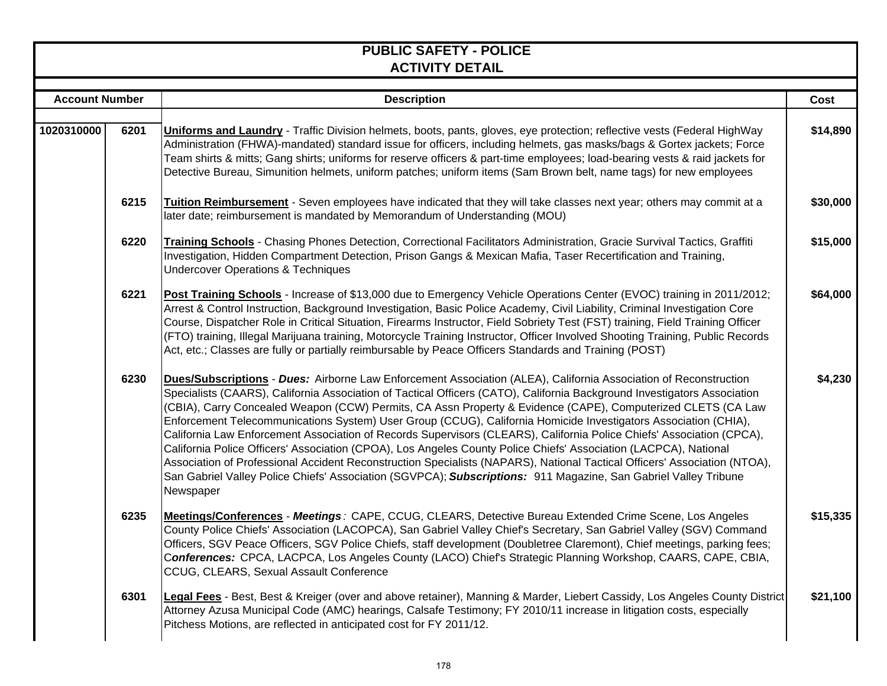# PUBLIC SAFETY - POLICE
## ACTIVITY DETAIL

| Account Number | | Description | Cost |
|---|---|---|---|
| 1020310000 | 6201 | **Uniforms and Laundry** - Traffic Division helmets, boots, pants, gloves, eye protection; reflective vests (Federal HighWay Administration (FHWA)-mandated) standard issue for officers, including helmets, gas masks/bags & Gortex jackets; Force Team shirts & mitts; Gang shirts; uniforms for reserve officers & part-time employees; load-bearing vests & raid jackets for Detective Bureau, Simunition helmets, uniform patches; uniform items (Sam Brown belt, name tags) for new employees | $14,890 |
| | 6215 | **Tuition Reimbursement** - Seven employees have indicated that they will take classes next year; others may commit at a later date; reimbursement is mandated by Memorandum of Understanding (MOU) | $30,000 |
| | 6220 | **Training Schools** - Chasing Phones Detection, Correctional Facilitators Administration, Gracie Survival Tactics, Graffiti Investigation, Hidden Compartment Detection, Prison Gangs & Mexican Mafia, Taser Recertification and Training, Undercover Operations & Techniques | $15,000 |
| | 6221 | **Post Training Schools** - Increase of $13,000 due to Emergency Vehicle Operations Center (EVOC) training in 2011/2012; Arrest & Control Instruction, Background Investigation, Basic Police Academy, Civil Liability, Criminal Investigation Core Course, Dispatcher Role in Critical Situation, Firearms Instructor, Field Sobriety Test (FST) training, Field Training Officer (FTO) training, Illegal Marijuana training, Motorcycle Training Instructor, Officer Involved Shooting Training, Public Records Act, etc.; Classes are fully or partially reimbursable by Peace Officers Standards and Training (POST) | $64,000 |
| | 6230 | **Dues/Subscriptions** - ***Dues:*** Airborne Law Enforcement Association (ALEA), California Association of Reconstruction Specialists (CAARS), California Association of Tactical Officers (CATO), California Background Investigators Association (CBIA), Carry Concealed Weapon (CCW) Permits, CA Assn Property & Evidence (CAPE), Computerized CLETS (CA Law Enforcement Telecommunications System) User Group (CCUG), California Homicide Investigators Association (CHIA), California Law Enforcement Association of Records Supervisors (CLEARS), California Police Chiefs' Association (CPCA), California Police Officers' Association (CPOA), Los Angeles County Police Chiefs' Association (LACPCA), National Association of Professional Accident Reconstruction Specialists (NAPARS), National Tactical Officers' Association (NTOA), San Gabriel Valley Police Chiefs' Association (SGVPCA); ***Subscriptions:*** 911 Magazine, San Gabriel Valley Tribune Newspaper | $4,230 |
| | 6235 | **Meetings/Conferences** - ***Meetings**:* CAPE, CCUG, CLEARS, Detective Bureau Extended Crime Scene, Los Angeles County Police Chiefs' Association (LACOPCA), San Gabriel Valley Chief's Secretary, San Gabriel Valley (SGV) Command Officers, SGV Peace Officers, SGV Police Chiefs, staff development (Doubletree Claremont), Chief meetings, parking fees; C***onferences:*** CPCA, LACPCA, Los Angeles County (LACO) Chief's Strategic Planning Workshop, CAARS, CAPE, CBIA, CCUG, CLEARS, Sexual Assault Conference | $15,335 |
| | 6301 | **Legal Fees** - Best, Best & Kreiger (over and above retainer), Manning & Marder, Liebert Cassidy, Los Angeles County District Attorney Azusa Municipal Code (AMC) hearings, Calsafe Testimony; FY 2010/11 increase in litigation costs, especially Pitchess Motions, are reflected in anticipated cost for FY 2011/12. | $21,100 |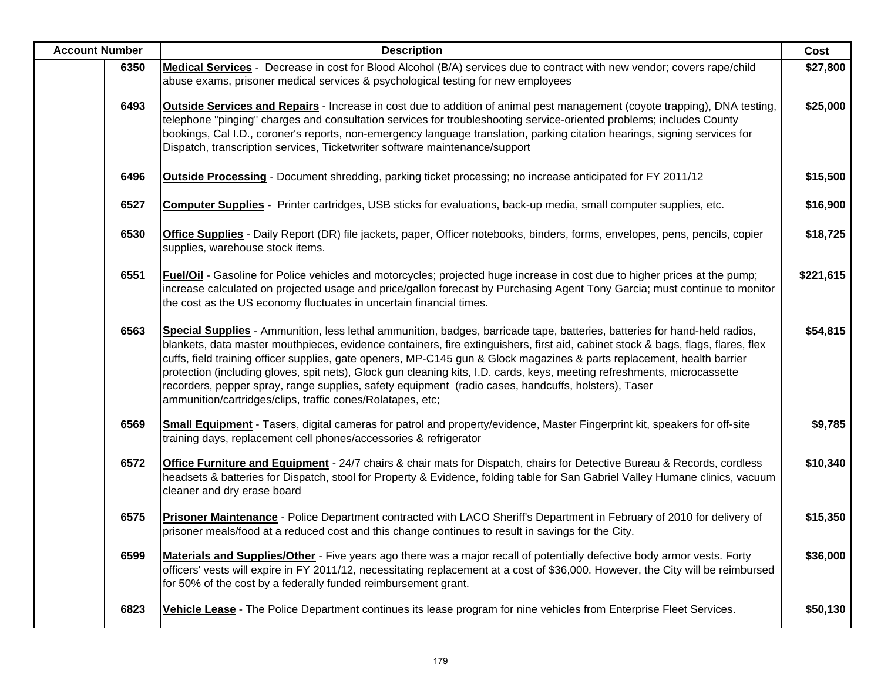| Account Number | Description | Cost |
|---|---|---|
| 6350 | **Medical Services** - Decrease in cost for Blood Alcohol (B/A) services due to contract with new vendor; covers rape/child abuse exams, prisoner medical services & psychological testing for new employees | $27,800 |
| 6493 | **Outside Services and Repairs** - Increase in cost due to addition of animal pest management (coyote trapping), DNA testing, telephone "pinging" charges and consultation services for troubleshooting service-oriented problems; includes County bookings, Cal I.D., coroner's reports, non-emergency language translation, parking citation hearings, signing services for Dispatch, transcription services, Ticketwriter software maintenance/support | $25,000 |
| 6496 | **Outside Processing** - Document shredding, parking ticket processing; no increase anticipated for FY 2011/12 | $15,500 |
| 6527 | **Computer Supplies -** Printer cartridges, USB sticks for evaluations, back-up media, small computer supplies, etc. | $16,900 |
| 6530 | **Office Supplies** - Daily Report (DR) file jackets, paper, Officer notebooks, binders, forms, envelopes, pens, pencils, copier supplies, warehouse stock items. | $18,725 |
| 6551 | **Fuel/Oil** - Gasoline for Police vehicles and motorcycles; projected huge increase in cost due to higher prices at the pump; increase calculated on projected usage and price/gallon forecast by Purchasing Agent Tony Garcia; must continue to monitor the cost as the US economy fluctuates in uncertain financial times. | $221,615 |
| 6563 | **Special Supplies** - Ammunition, less lethal ammunition, badges, barricade tape, batteries, batteries for hand-held radios, blankets, data master mouthpieces, evidence containers, fire extinguishers, first aid, cabinet stock & bags, flags, flares, flex cuffs, field training officer supplies, gate openers, MP-C145 gun & Glock magazines & parts replacement, health barrier protection (including gloves, spit nets), Glock gun cleaning kits, I.D. cards, keys, meeting refreshments, microcassette recorders, pepper spray, range supplies, safety equipment (radio cases, handcuffs, holsters), Taser ammunition/cartridges/clips, traffic cones/Rolatapes, etc; | $54,815 |
| 6569 | **Small Equipment** - Tasers, digital cameras for patrol and property/evidence, Master Fingerprint kit, speakers for off-site training days, replacement cell phones/accessories & refrigerator | $9,785 |
| 6572 | **Office Furniture and Equipment** - 24/7 chairs & chair mats for Dispatch, chairs for Detective Bureau & Records, cordless headsets & batteries for Dispatch, stool for Property & Evidence, folding table for San Gabriel Valley Humane clinics, vacuum cleaner and dry erase board | $10,340 |
| 6575 | **Prisoner Maintenance** - Police Department contracted with LACO Sheriff's Department in February of 2010 for delivery of prisoner meals/food at a reduced cost and this change continues to result in savings for the City. | $15,350 |
| 6599 | **Materials and Supplies/Other** - Five years ago there was a major recall of potentially defective body armor vests. Forty officers' vests will expire in FY 2011/12, necessitating replacement at a cost of $36,000. However, the City will be reimbursed for 50% of the cost by a federally funded reimbursement grant. | $36,000 |
| 6823 | **Vehicle Lease** - The Police Department continues its lease program for nine vehicles from Enterprise Fleet Services. | $50,130 |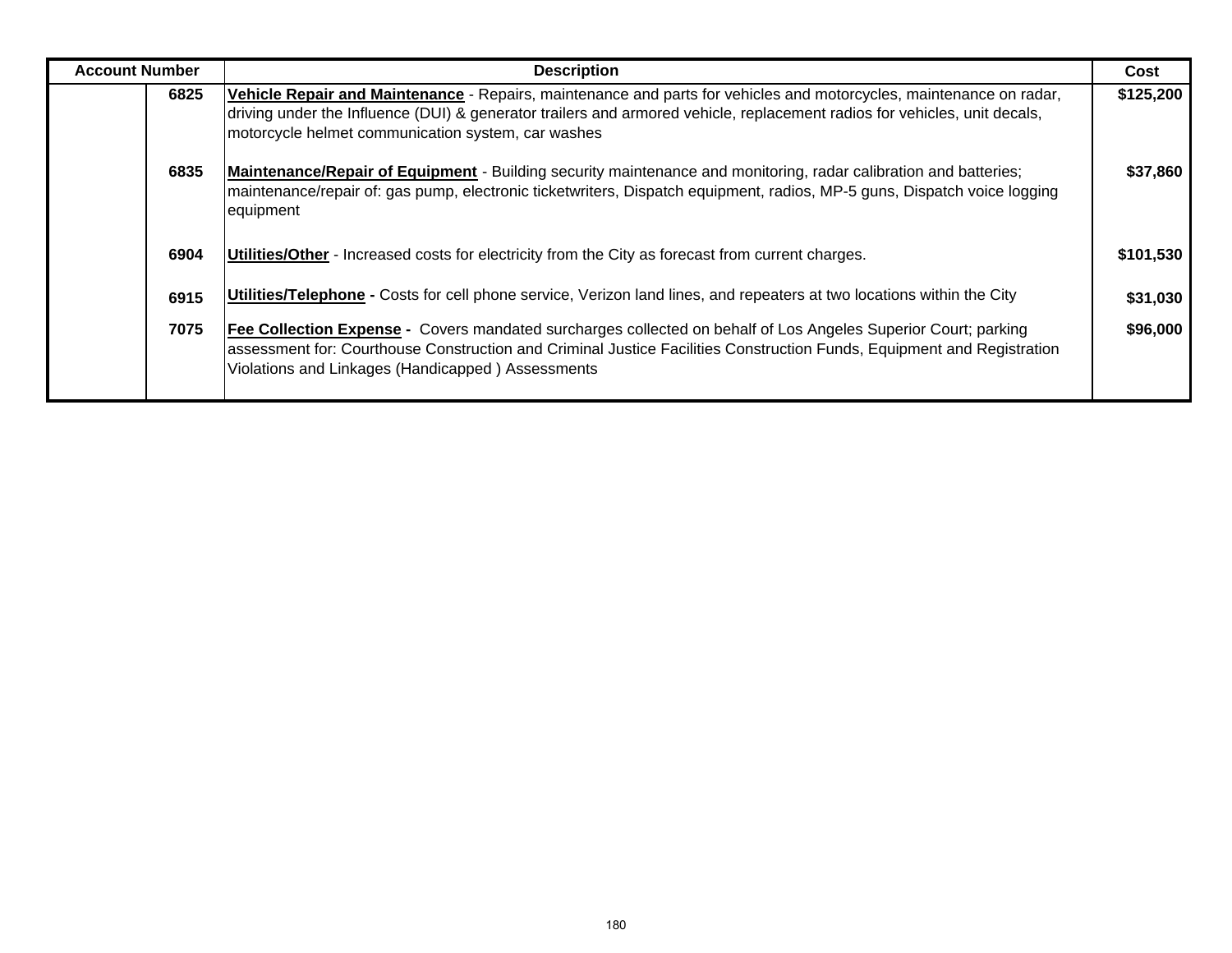| Account Number | | Description | Cost |
|---|---|---|---|
| | **6825** | **Vehicle Repair and Maintenance** - Repairs, maintenance and parts for vehicles and motorcycles, maintenance on radar, driving under the Influence (DUI) & generator trailers and armored vehicle, replacement radios for vehicles, unit decals, motorcycle helmet communication system, car washes | **$125,200** |
| | **6835** | **Maintenance/Repair of Equipment** - Building security maintenance and monitoring, radar calibration and batteries; maintenance/repair of: gas pump, electronic ticketwriters, Dispatch equipment, radios, MP-5 guns, Dispatch voice logging equipment | **$37,860** |
| | **6904** | **Utilities/Other** - Increased costs for electricity from the City as forecast from current charges. | **$101,530** |
| | **6915** | **Utilities/Telephone -** Costs for cell phone service, Verizon land lines, and repeaters at two locations within the City | **$31,030** |
| | **7075** | **Fee Collection Expense -** Covers mandated surcharges collected on behalf of Los Angeles Superior Court; parking assessment for: Courthouse Construction and Criminal Justice Facilities Construction Funds, Equipment and Registration Violations and Linkages (Handicapped ) Assessments | **$96,000** |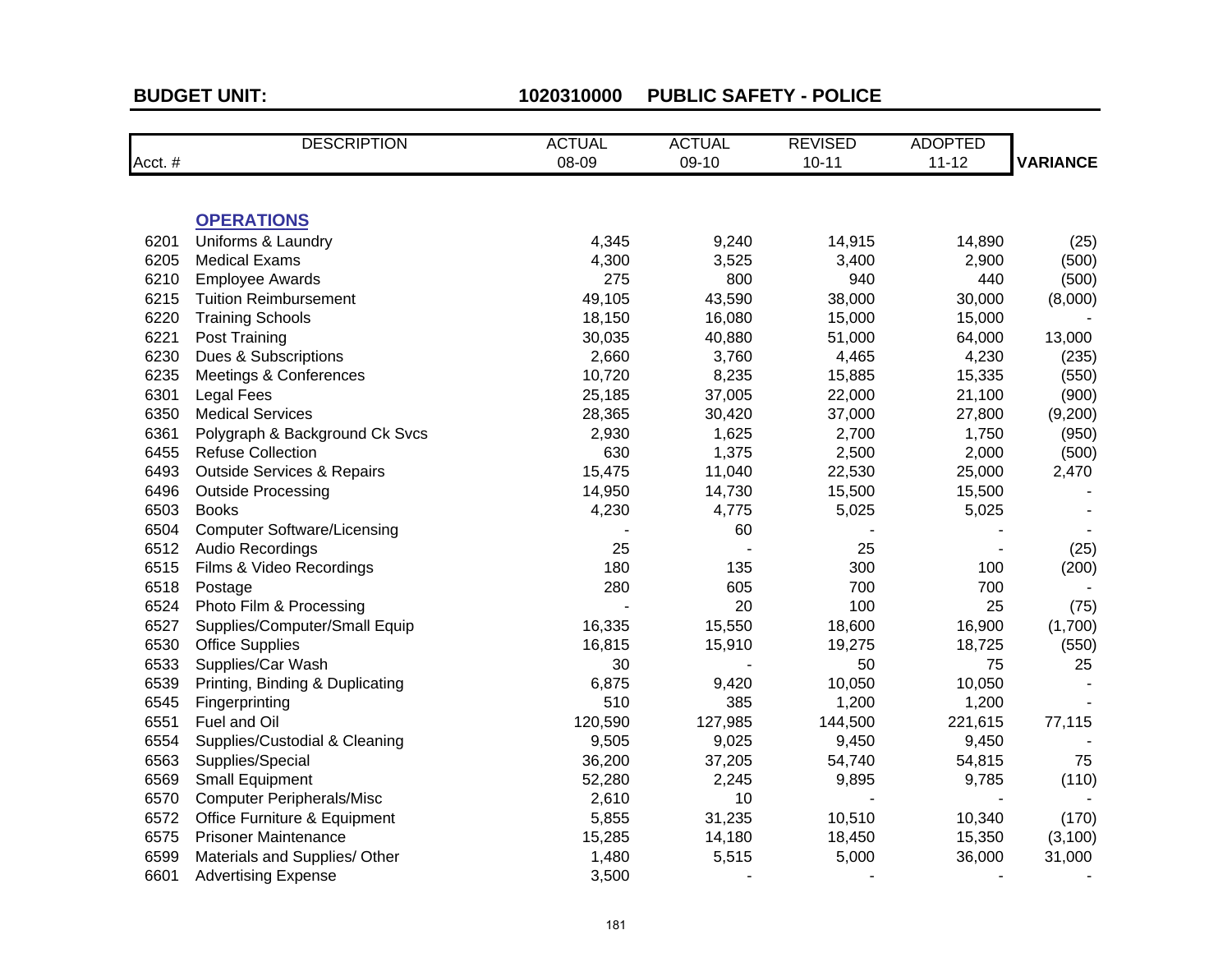**BUDGET UNIT:** **1020310000 PUBLIC SAFETY - POLICE**

| Acct. # | DESCRIPTION | ACTUAL 08-09 | ACTUAL 09-10 | REVISED 10-11 | ADOPTED 11-12 | VARIANCE |
|---|---|---|---|---|---|---|
| | **OPERATIONS** | | | | | |
| 6201 | Uniforms & Laundry | 4,345 | 9,240 | 14,915 | 14,890 | (25) |
| 6205 | Medical Exams | 4,300 | 3,525 | 3,400 | 2,900 | (500) |
| 6210 | Employee Awards | 275 | 800 | 940 | 440 | (500) |
| 6215 | Tuition Reimbursement | 49,105 | 43,590 | 38,000 | 30,000 | (8,000) |
| 6220 | Training Schools | 18,150 | 16,080 | 15,000 | 15,000 | - |
| 6221 | Post Training | 30,035 | 40,880 | 51,000 | 64,000 | 13,000 |
| 6230 | Dues & Subscriptions | 2,660 | 3,760 | 4,465 | 4,230 | (235) |
| 6235 | Meetings & Conferences | 10,720 | 8,235 | 15,885 | 15,335 | (550) |
| 6301 | Legal Fees | 25,185 | 37,005 | 22,000 | 21,100 | (900) |
| 6350 | Medical Services | 28,365 | 30,420 | 37,000 | 27,800 | (9,200) |
| 6361 | Polygraph & Background Ck Svcs | 2,930 | 1,625 | 2,700 | 1,750 | (950) |
| 6455 | Refuse Collection | 630 | 1,375 | 2,500 | 2,000 | (500) |
| 6493 | Outside Services & Repairs | 15,475 | 11,040 | 22,530 | 25,000 | 2,470 |
| 6496 | Outside Processing | 14,950 | 14,730 | 15,500 | 15,500 | - |
| 6503 | Books | 4,230 | 4,775 | 5,025 | 5,025 | - |
| 6504 | Computer Software/Licensing | - | 60 | - | - | - |
| 6512 | Audio Recordings | 25 | - | 25 | - | (25) |
| 6515 | Films & Video Recordings | 180 | 135 | 300 | 100 | (200) |
| 6518 | Postage | 280 | 605 | 700 | 700 | - |
| 6524 | Photo Film & Processing | - | 20 | 100 | 25 | (75) |
| 6527 | Supplies/Computer/Small Equip | 16,335 | 15,550 | 18,600 | 16,900 | (1,700) |
| 6530 | Office Supplies | 16,815 | 15,910 | 19,275 | 18,725 | (550) |
| 6533 | Supplies/Car Wash | 30 | - | 50 | 75 | 25 |
| 6539 | Printing, Binding & Duplicating | 6,875 | 9,420 | 10,050 | 10,050 | - |
| 6545 | Fingerprinting | 510 | 385 | 1,200 | 1,200 | - |
| 6551 | Fuel and Oil | 120,590 | 127,985 | 144,500 | 221,615 | 77,115 |
| 6554 | Supplies/Custodial & Cleaning | 9,505 | 9,025 | 9,450 | 9,450 | - |
| 6563 | Supplies/Special | 36,200 | 37,205 | 54,740 | 54,815 | 75 |
| 6569 | Small Equipment | 52,280 | 2,245 | 9,895 | 9,785 | (110) |
| 6570 | Computer Peripherals/Misc | 2,610 | 10 | - | - | - |
| 6572 | Office Furniture & Equipment | 5,855 | 31,235 | 10,510 | 10,340 | (170) |
| 6575 | Prisoner Maintenance | 15,285 | 14,180 | 18,450 | 15,350 | (3,100) |
| 6599 | Materials and Supplies/ Other | 1,480 | 5,515 | 5,000 | 36,000 | 31,000 |
| 6601 | Advertising Expense | 3,500 | - | - | - | - |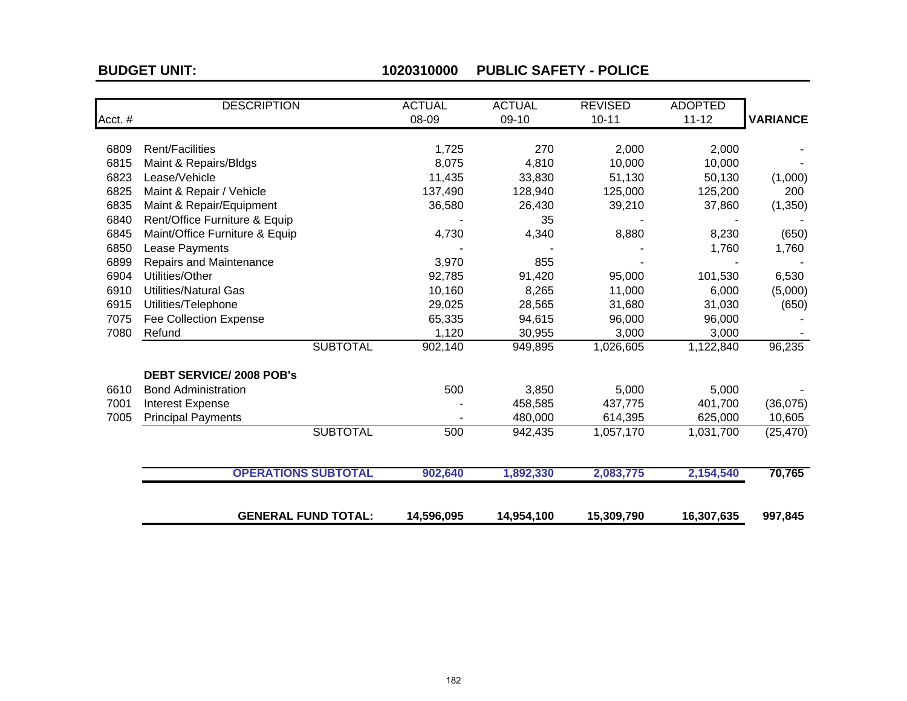**BUDGET UNIT:** **1020310000 PUBLIC SAFETY - POLICE**

| Acct. # | DESCRIPTION | ACTUAL 08-09 | ACTUAL 09-10 | REVISED 10-11 | ADOPTED 11-12 | VARIANCE |
|---|---|---|---|---|---|---|
| 6809 | Rent/Facilities | 1,725 | 270 | 2,000 | 2,000 | - |
| 6815 | Maint & Repairs/Bldgs | 8,075 | 4,810 | 10,000 | 10,000 | - |
| 6823 | Lease/Vehicle | 11,435 | 33,830 | 51,130 | 50,130 | (1,000) |
| 6825 | Maint & Repair / Vehicle | 137,490 | 128,940 | 125,000 | 125,200 | 200 |
| 6835 | Maint & Repair/Equipment | 36,580 | 26,430 | 39,210 | 37,860 | (1,350) |
| 6840 | Rent/Office Furniture & Equip | - | 35 | - | - | - |
| 6845 | Maint/Office Furniture & Equip | 4,730 | 4,340 | 8,880 | 8,230 | (650) |
| 6850 | Lease Payments | - | - | - | 1,760 | 1,760 |
| 6899 | Repairs and Maintenance | 3,970 | 855 | - | - | - |
| 6904 | Utilities/Other | 92,785 | 91,420 | 95,000 | 101,530 | 6,530 |
| 6910 | Utilities/Natural Gas | 10,160 | 8,265 | 11,000 | 6,000 | (5,000) |
| 6915 | Utilities/Telephone | 29,025 | 28,565 | 31,680 | 31,030 | (650) |
| 7075 | Fee Collection Expense | 65,335 | 94,615 | 96,000 | 96,000 | - |
| 7080 | Refund | 1,120 | 30,955 | 3,000 | 3,000 | - |
| | SUBTOTAL | 902,140 | 949,895 | 1,026,605 | 1,122,840 | 96,235 |
| | **DEBT SERVICE/ 2008 POB's** | | | | | |
| 6610 | Bond Administration | 500 | 3,850 | 5,000 | 5,000 | - |
| 7001 | Interest Expense | - | 458,585 | 437,775 | 401,700 | (36,075) |
| 7005 | Principal Payments | - | 480,000 | 614,395 | 625,000 | 10,605 |
| | SUBTOTAL | 500 | 942,435 | 1,057,170 | 1,031,700 | (25,470) |
| | **OPERATIONS SUBTOTAL** | **902,640** | **1,892,330** | **2,083,775** | **2,154,540** | **70,765** |
| | **GENERAL FUND TOTAL:** | **14,596,095** | **14,954,100** | **15,309,790** | **16,307,635** | **997,845** |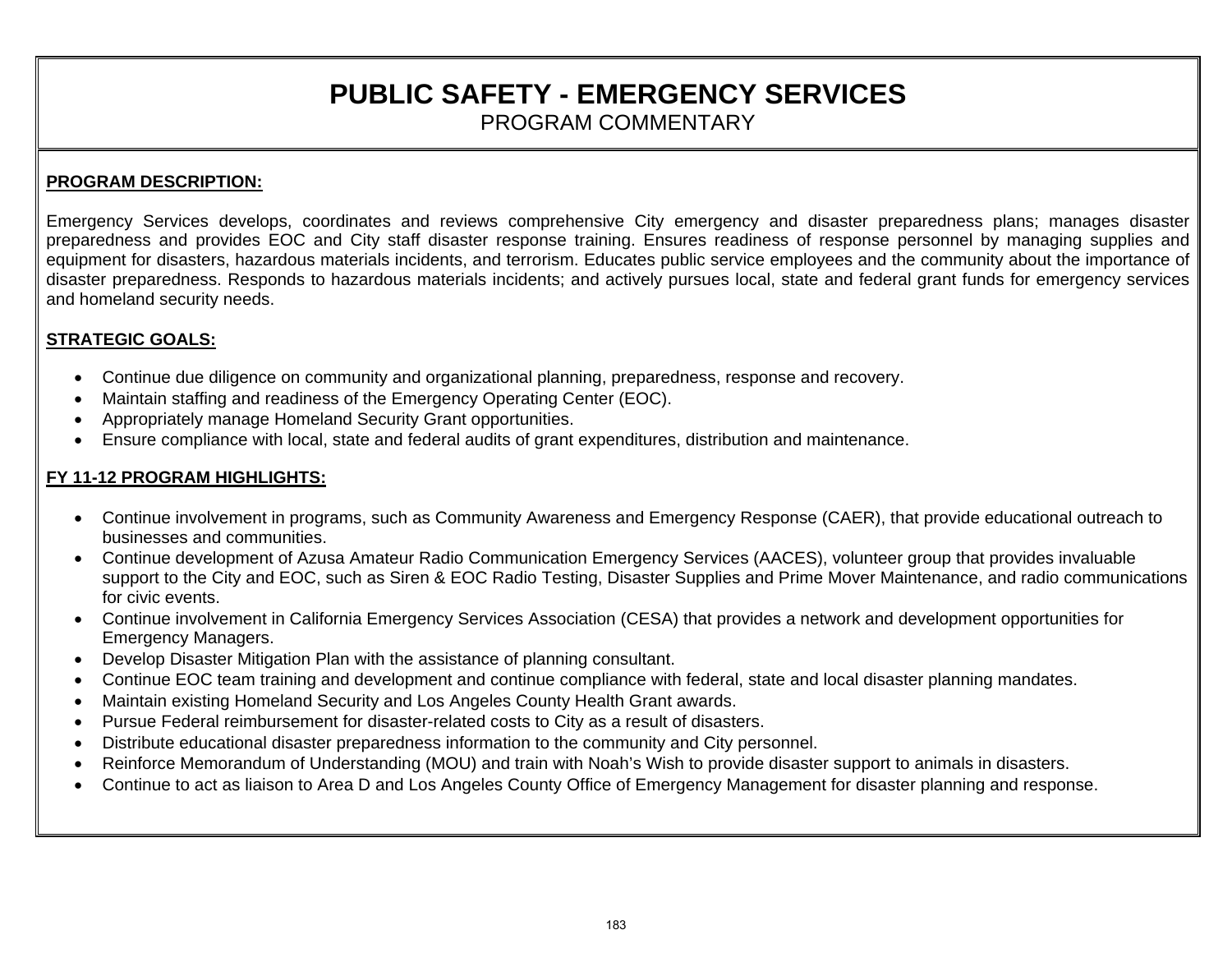# PUBLIC SAFETY - EMERGENCY SERVICES

PROGRAM COMMENTARY

**PROGRAM DESCRIPTION:**

Emergency Services develops, coordinates and reviews comprehensive City emergency and disaster preparedness plans; manages disaster preparedness and provides EOC and City staff disaster response training. Ensures readiness of response personnel by managing supplies and equipment for disasters, hazardous materials incidents, and terrorism. Educates public service employees and the community about the importance of disaster preparedness. Responds to hazardous materials incidents; and actively pursues local, state and federal grant funds for emergency services and homeland security needs.

**STRATEGIC GOALS:**

- Continue due diligence on community and organizational planning, preparedness, response and recovery.
- Maintain staffing and readiness of the Emergency Operating Center (EOC).
- Appropriately manage Homeland Security Grant opportunities.
- Ensure compliance with local, state and federal audits of grant expenditures, distribution and maintenance.

**FY 11-12 PROGRAM HIGHLIGHTS:**

- Continue involvement in programs, such as Community Awareness and Emergency Response (CAER), that provide educational outreach to businesses and communities.
- Continue development of Azusa Amateur Radio Communication Emergency Services (AACES), volunteer group that provides invaluable support to the City and EOC, such as Siren & EOC Radio Testing, Disaster Supplies and Prime Mover Maintenance, and radio communications for civic events.
- Continue involvement in California Emergency Services Association (CESA) that provides a network and development opportunities for Emergency Managers.
- Develop Disaster Mitigation Plan with the assistance of planning consultant.
- Continue EOC team training and development and continue compliance with federal, state and local disaster planning mandates.
- Maintain existing Homeland Security and Los Angeles County Health Grant awards.
- Pursue Federal reimbursement for disaster-related costs to City as a result of disasters.
- Distribute educational disaster preparedness information to the community and City personnel.
- Reinforce Memorandum of Understanding (MOU) and train with Noah's Wish to provide disaster support to animals in disasters.
- Continue to act as liaison to Area D and Los Angeles County Office of Emergency Management for disaster planning and response.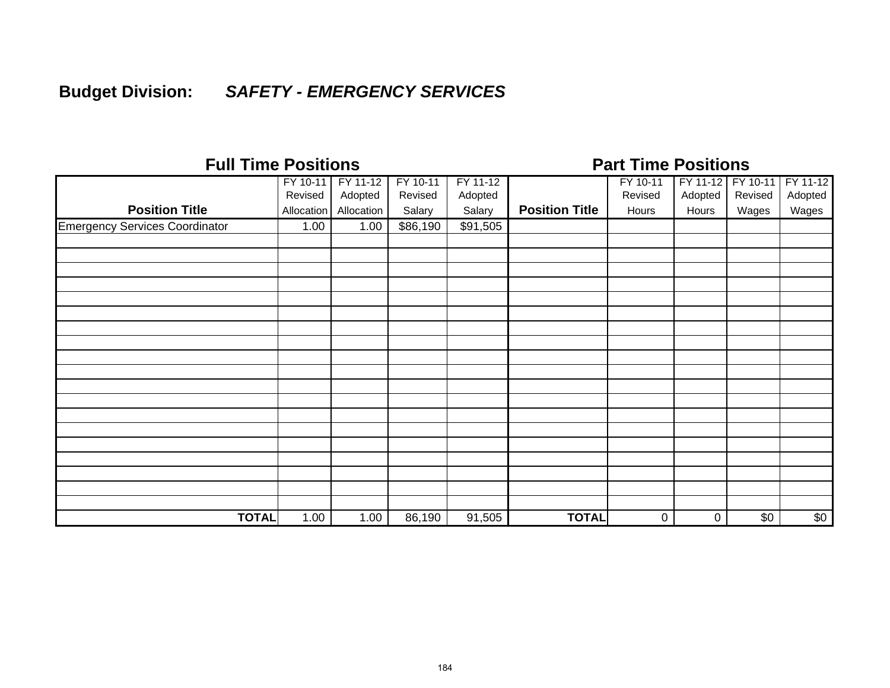**Budget Division:** ***SAFETY - EMERGENCY SERVICES***

| Full Time Positions | | | | | Part Time Positions | | | | |
|---|---|---|---|---|---|---|---|---|---|
| Position Title | FY 10-11 Revised Allocation | FY 11-12 Adopted Allocation | FY 10-11 Revised Salary | FY 11-12 Adopted Salary | Position Title | FY 10-11 Revised Hours | FY 11-12 Adopted Hours | FY 10-11 Revised Wages | FY 11-12 Adopted Wages |
| Emergency Services Coordinator | 1.00 | 1.00 | $86,190 | $91,505 | | | | | |
| | | | | | | | | | |
| | | | | | | | | | |
| | | | | | | | | | |
| | | | | | | | | | |
| | | | | | | | | | |
| | | | | | | | | | |
| | | | | | | | | | |
| | | | | | | | | | |
| | | | | | | | | | |
| | | | | | | | | | |
| | | | | | | | | | |
| | | | | | | | | | |
| | | | | | | | | | |
| | | | | | | | | | |
| | | | | | | | | | |
| | | | | | | | | | |
| | | | | | | | | | |
| | | | | | | | | | |
| | | | | | | | | | |
| **TOTAL** | 1.00 | 1.00 | 86,190 | 91,505 | **TOTAL** | 0 | 0 | $0 | $0 |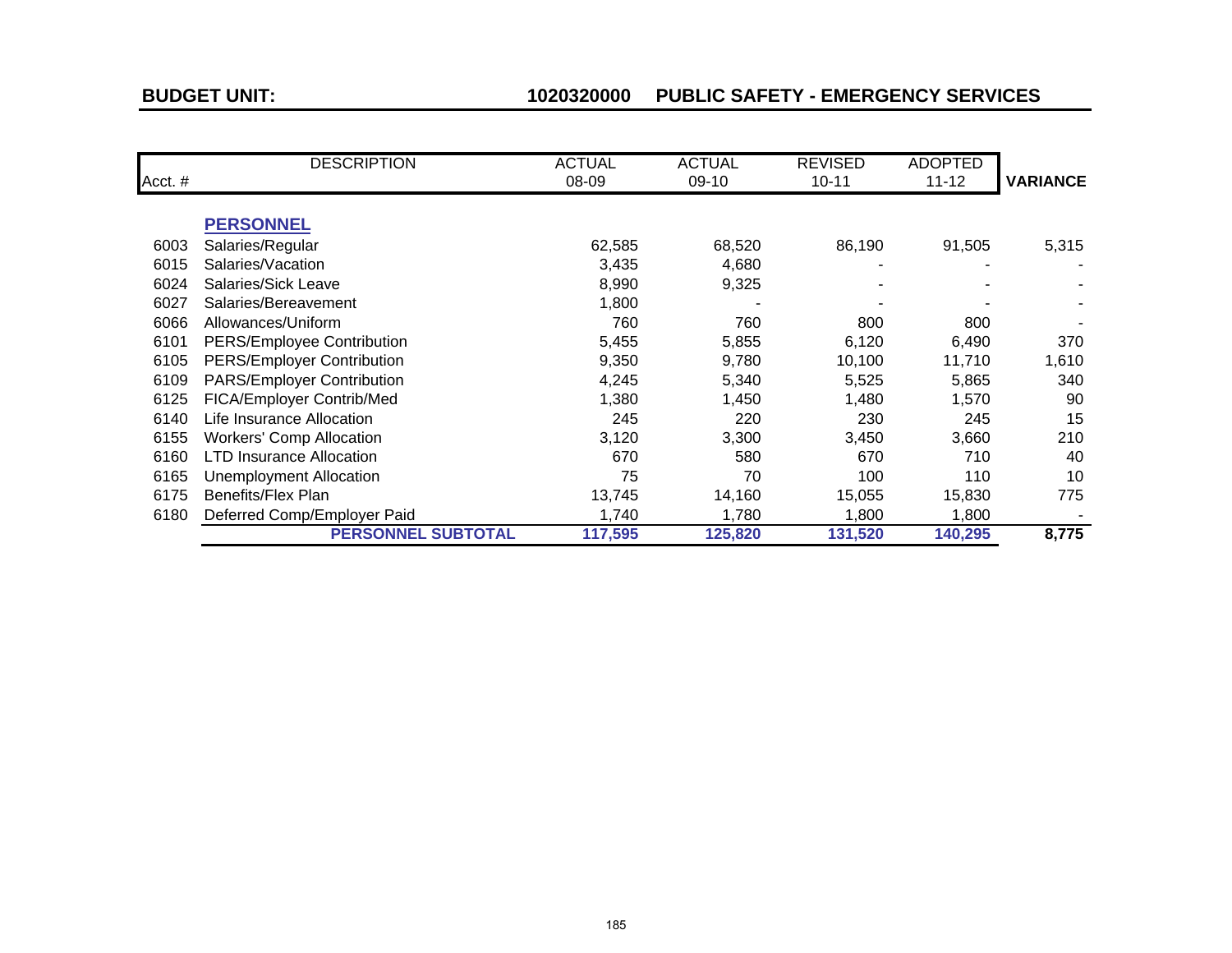**BUDGET UNIT:** **1020320000 PUBLIC SAFETY - EMERGENCY SERVICES**

| Acct. # | DESCRIPTION | ACTUAL 08-09 | ACTUAL 09-10 | REVISED 10-11 | ADOPTED 11-12 | VARIANCE |
|---|---|---|---|---|---|---|
| | **PERSONNEL** | | | | | |
| 6003 | Salaries/Regular | 62,585 | 68,520 | 86,190 | 91,505 | 5,315 |
| 6015 | Salaries/Vacation | 3,435 | 4,680 | - | - | - |
| 6024 | Salaries/Sick Leave | 8,990 | 9,325 | - | - | - |
| 6027 | Salaries/Bereavement | 1,800 | - | - | - | - |
| 6066 | Allowances/Uniform | 760 | 760 | 800 | 800 | - |
| 6101 | PERS/Employee Contribution | 5,455 | 5,855 | 6,120 | 6,490 | 370 |
| 6105 | PERS/Employer Contribution | 9,350 | 9,780 | 10,100 | 11,710 | 1,610 |
| 6109 | PARS/Employer Contribution | 4,245 | 5,340 | 5,525 | 5,865 | 340 |
| 6125 | FICA/Employer Contrib/Med | 1,380 | 1,450 | 1,480 | 1,570 | 90 |
| 6140 | Life Insurance Allocation | 245 | 220 | 230 | 245 | 15 |
| 6155 | Workers' Comp Allocation | 3,120 | 3,300 | 3,450 | 3,660 | 210 |
| 6160 | LTD Insurance Allocation | 670 | 580 | 670 | 710 | 40 |
| 6165 | Unemployment Allocation | 75 | 70 | 100 | 110 | 10 |
| 6175 | Benefits/Flex Plan | 13,745 | 14,160 | 15,055 | 15,830 | 775 |
| 6180 | Deferred Comp/Employer Paid | 1,740 | 1,780 | 1,800 | 1,800 | - |
| | **PERSONNEL SUBTOTAL** | **117,595** | **125,820** | **131,520** | **140,295** | **8,775** |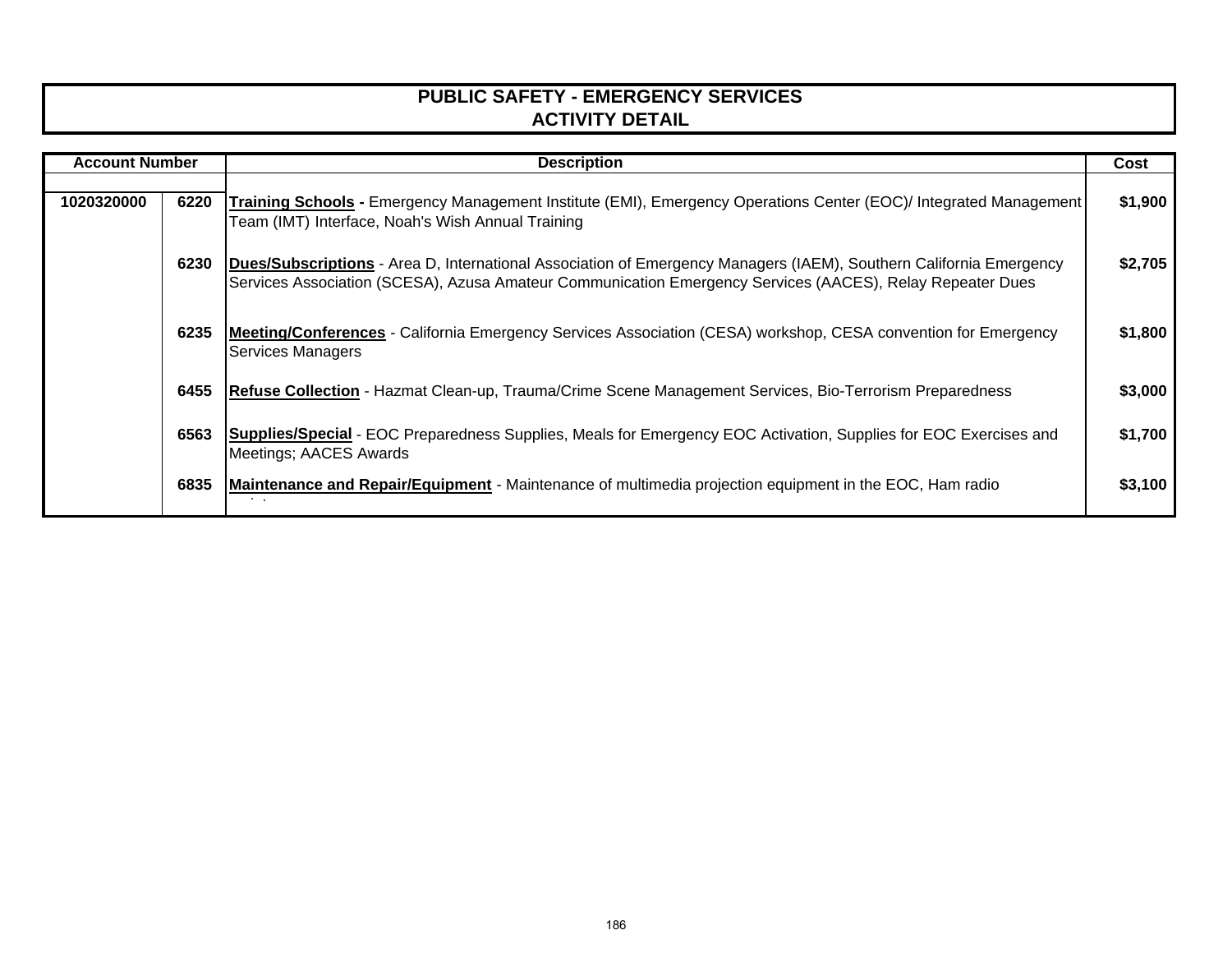# PUBLIC SAFETY - EMERGENCY SERVICES
## ACTIVITY DETAIL

| Account Number | | Description | Cost |
|---|---|---|---|
| 1020320000 | 6220 | **Training Schools -** Emergency Management Institute (EMI), Emergency Operations Center (EOC)/ Integrated Management Team (IMT) Interface, Noah's Wish Annual Training | $1,900 |
| | 6230 | **Dues/Subscriptions** - Area D, International Association of Emergency Managers (IAEM), Southern California Emergency Services Association (SCESA), Azusa Amateur Communication Emergency Services (AACES), Relay Repeater Dues | $2,705 |
| | 6235 | **Meeting/Conferences** - California Emergency Services Association (CESA) workshop, CESA convention for Emergency Services Managers | $1,800 |
| | 6455 | **Refuse Collection** - Hazmat Clean-up, Trauma/Crime Scene Management Services, Bio-Terrorism Preparedness | $3,000 |
| | 6563 | **Supplies/Special** - EOC Preparedness Supplies, Meals for Emergency EOC Activation, Supplies for EOC Exercises and Meetings; AACES Awards | $1,700 |
| | 6835 | **Maintenance and Repair/Equipment** - Maintenance of multimedia projection equipment in the EOC, Ham radio | $3,100 |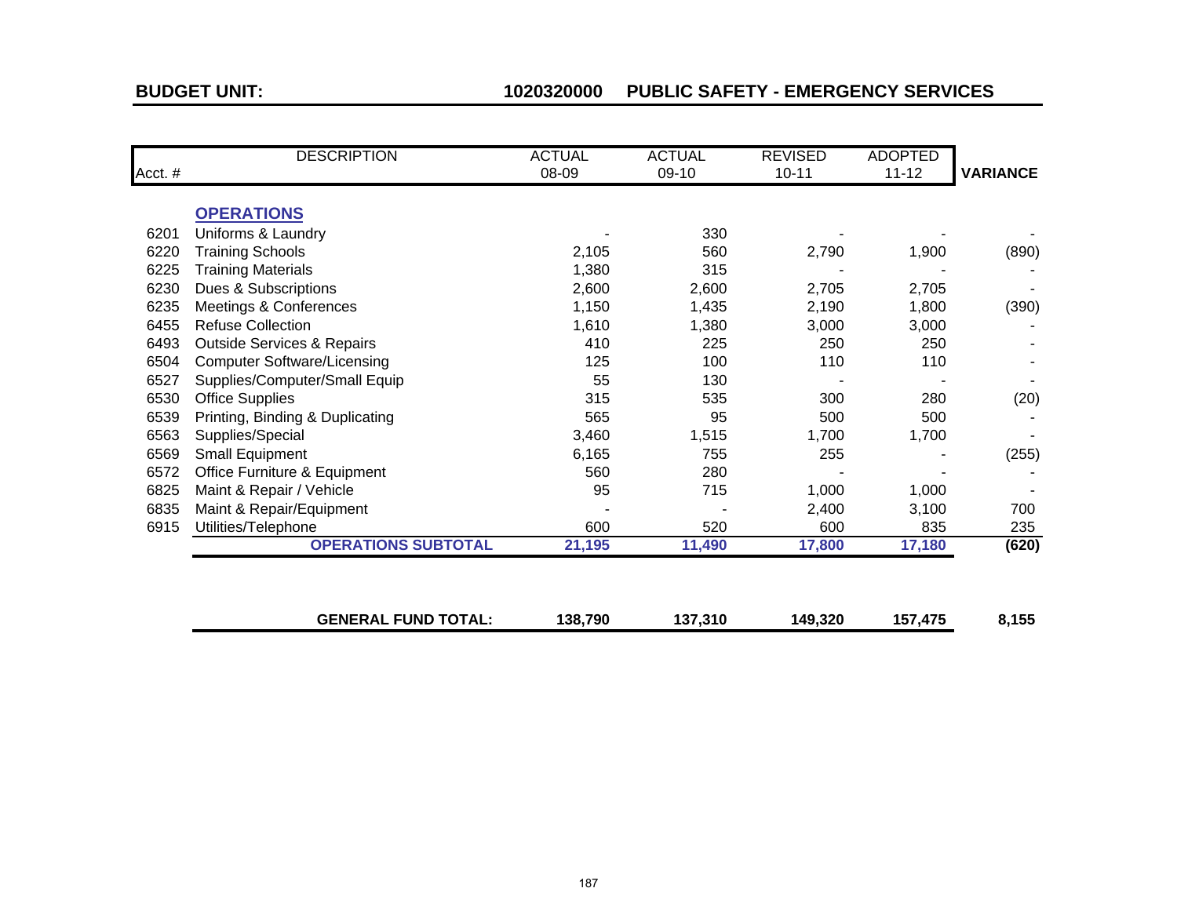**BUDGET UNIT: 1020320000 PUBLIC SAFETY - EMERGENCY SERVICES**

| Acct. # | DESCRIPTION | ACTUAL 08-09 | ACTUAL 09-10 | REVISED 10-11 | ADOPTED 11-12 | VARIANCE |
|---|---|---|---|---|---|---|
| | **OPERATIONS** | | | | | |
| 6201 | Uniforms & Laundry | - | 330 | - | - | - |
| 6220 | Training Schools | 2,105 | 560 | 2,790 | 1,900 | (890) |
| 6225 | Training Materials | 1,380 | 315 | - | - | - |
| 6230 | Dues & Subscriptions | 2,600 | 2,600 | 2,705 | 2,705 | - |
| 6235 | Meetings & Conferences | 1,150 | 1,435 | 2,190 | 1,800 | (390) |
| 6455 | Refuse Collection | 1,610 | 1,380 | 3,000 | 3,000 | - |
| 6493 | Outside Services & Repairs | 410 | 225 | 250 | 250 | - |
| 6504 | Computer Software/Licensing | 125 | 100 | 110 | 110 | - |
| 6527 | Supplies/Computer/Small Equip | 55 | 130 | - | - | - |
| 6530 | Office Supplies | 315 | 535 | 300 | 280 | (20) |
| 6539 | Printing, Binding & Duplicating | 565 | 95 | 500 | 500 | - |
| 6563 | Supplies/Special | 3,460 | 1,515 | 1,700 | 1,700 | - |
| 6569 | Small Equipment | 6,165 | 755 | 255 | - | (255) |
| 6572 | Office Furniture & Equipment | 560 | 280 | - | - | - |
| 6825 | Maint & Repair / Vehicle | 95 | 715 | 1,000 | 1,000 | - |
| 6835 | Maint & Repair/Equipment | - | - | 2,400 | 3,100 | 700 |
| 6915 | Utilities/Telephone | 600 | 520 | 600 | 835 | 235 |
| | **OPERATIONS SUBTOTAL** | **21,195** | **11,490** | **17,800** | **17,180** | **(620)** |
| | | | | | | |
| | **GENERAL FUND TOTAL:** | **138,790** | **137,310** | **149,320** | **157,475** | **8,155** |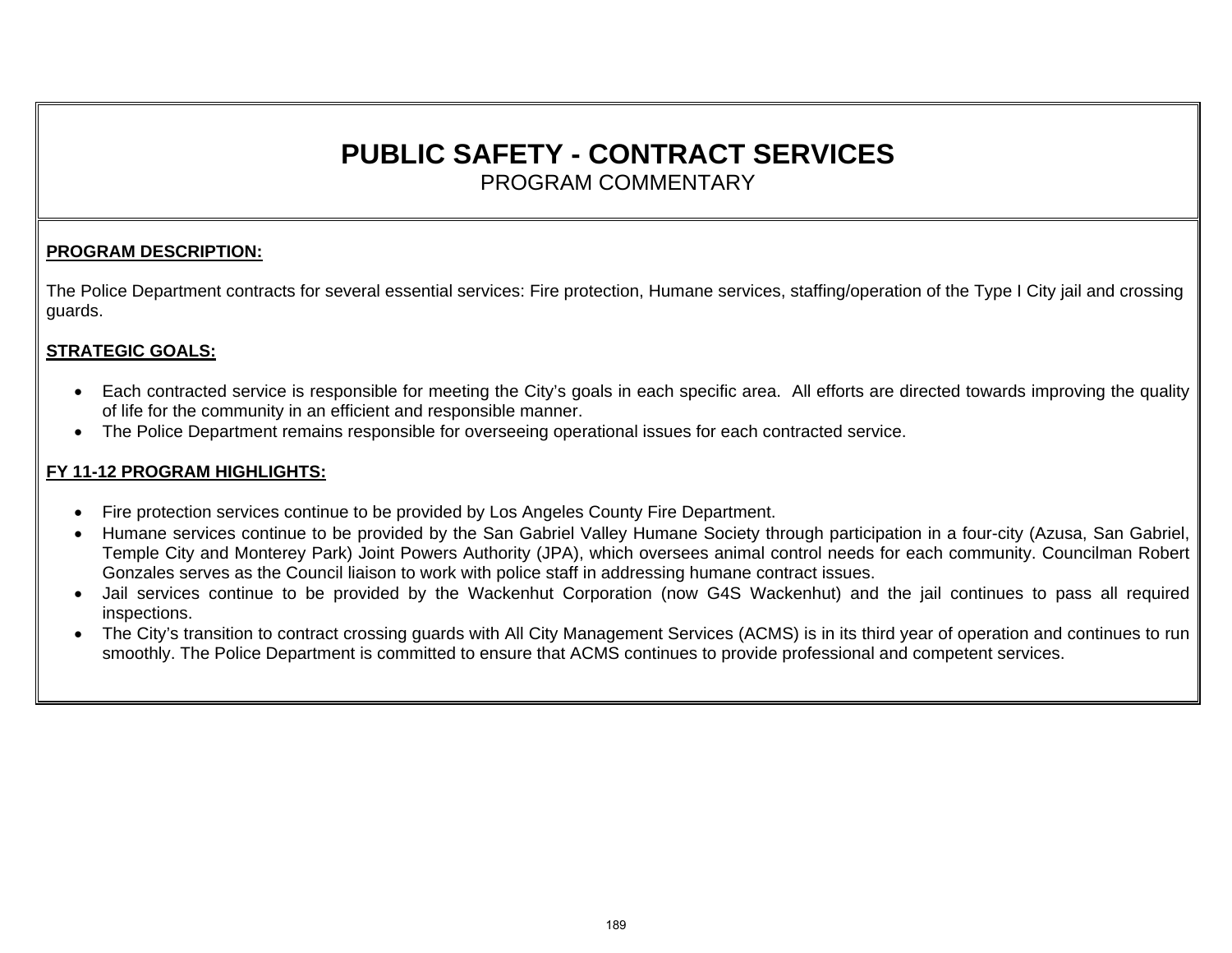# PUBLIC SAFETY - CONTRACT SERVICES

PROGRAM COMMENTARY

**PROGRAM DESCRIPTION:**

The Police Department contracts for several essential services: Fire protection, Humane services, staffing/operation of the Type I City jail and crossing guards.

**STRATEGIC GOALS:**

- Each contracted service is responsible for meeting the City's goals in each specific area. All efforts are directed towards improving the quality of life for the community in an efficient and responsible manner.
- The Police Department remains responsible for overseeing operational issues for each contracted service.

**FY 11-12 PROGRAM HIGHLIGHTS:**

- Fire protection services continue to be provided by Los Angeles County Fire Department.
- Humane services continue to be provided by the San Gabriel Valley Humane Society through participation in a four-city (Azusa, San Gabriel, Temple City and Monterey Park) Joint Powers Authority (JPA), which oversees animal control needs for each community. Councilman Robert Gonzales serves as the Council liaison to work with police staff in addressing humane contract issues.
- Jail services continue to be provided by the Wackenhut Corporation (now G4S Wackenhut) and the jail continues to pass all required inspections.
- The City's transition to contract crossing guards with All City Management Services (ACMS) is in its third year of operation and continues to run smoothly. The Police Department is committed to ensure that ACMS continues to provide professional and competent services.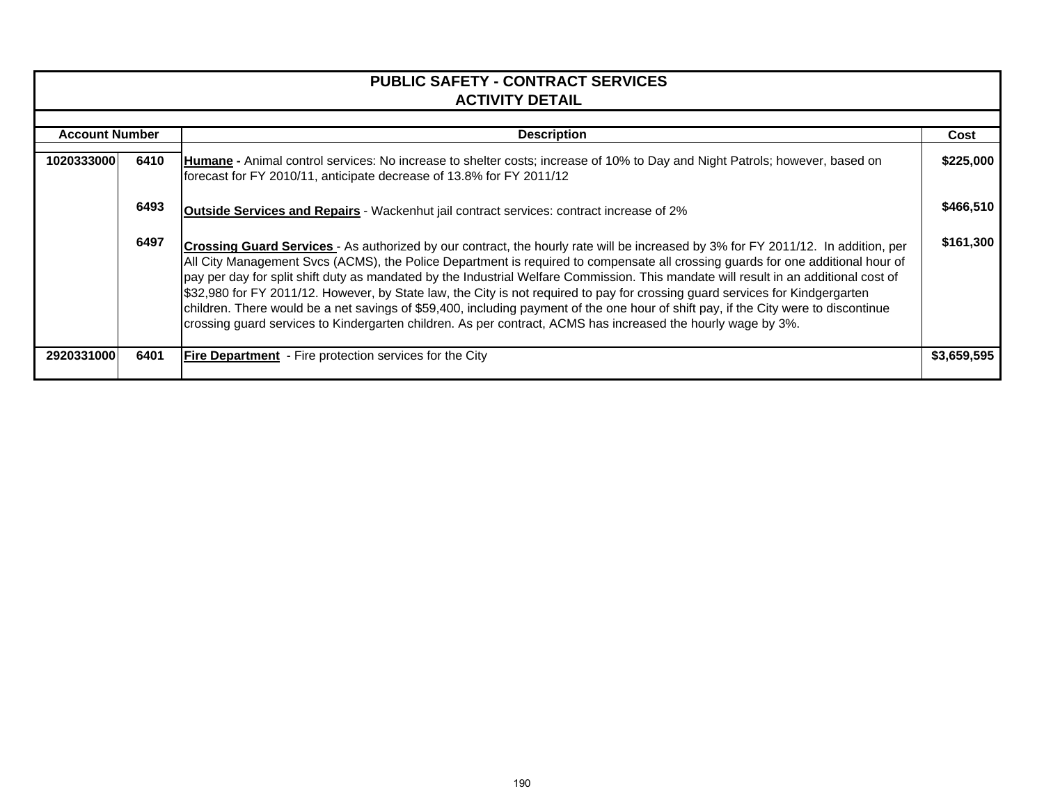# PUBLIC SAFETY - CONTRACT SERVICES
## ACTIVITY DETAIL

| Account Number | | Description | Cost |
|---|---|---|---|
| 1020333000 | 6410 | **Humane -** Animal control services: No increase to shelter costs; increase of 10% to Day and Night Patrols; however, based on forecast for FY 2010/11, anticipate decrease of 13.8% for FY 2011/12 | $225,000 |
| | 6493 | **Outside Services and Repairs** - Wackenhut jail contract services: contract increase of 2% | $466,510 |
| | 6497 | **Crossing Guard Services** - As authorized by our contract, the hourly rate will be increased by 3% for FY 2011/12. In addition, per All City Management Svcs (ACMS), the Police Department is required to compensate all crossing guards for one additional hour of pay per day for split shift duty as mandated by the Industrial Welfare Commission. This mandate will result in an additional cost of $32,980 for FY 2011/12. However, by State law, the City is not required to pay for crossing guard services for Kindgergarten children. There would be a net savings of $59,400, including payment of the one hour of shift pay, if the City were to discontinue crossing guard services to Kindergarten children. As per contract, ACMS has increased the hourly wage by 3%. | $161,300 |
| 2920331000 | 6401 | **Fire Department** - Fire protection services for the City | $3,659,595 |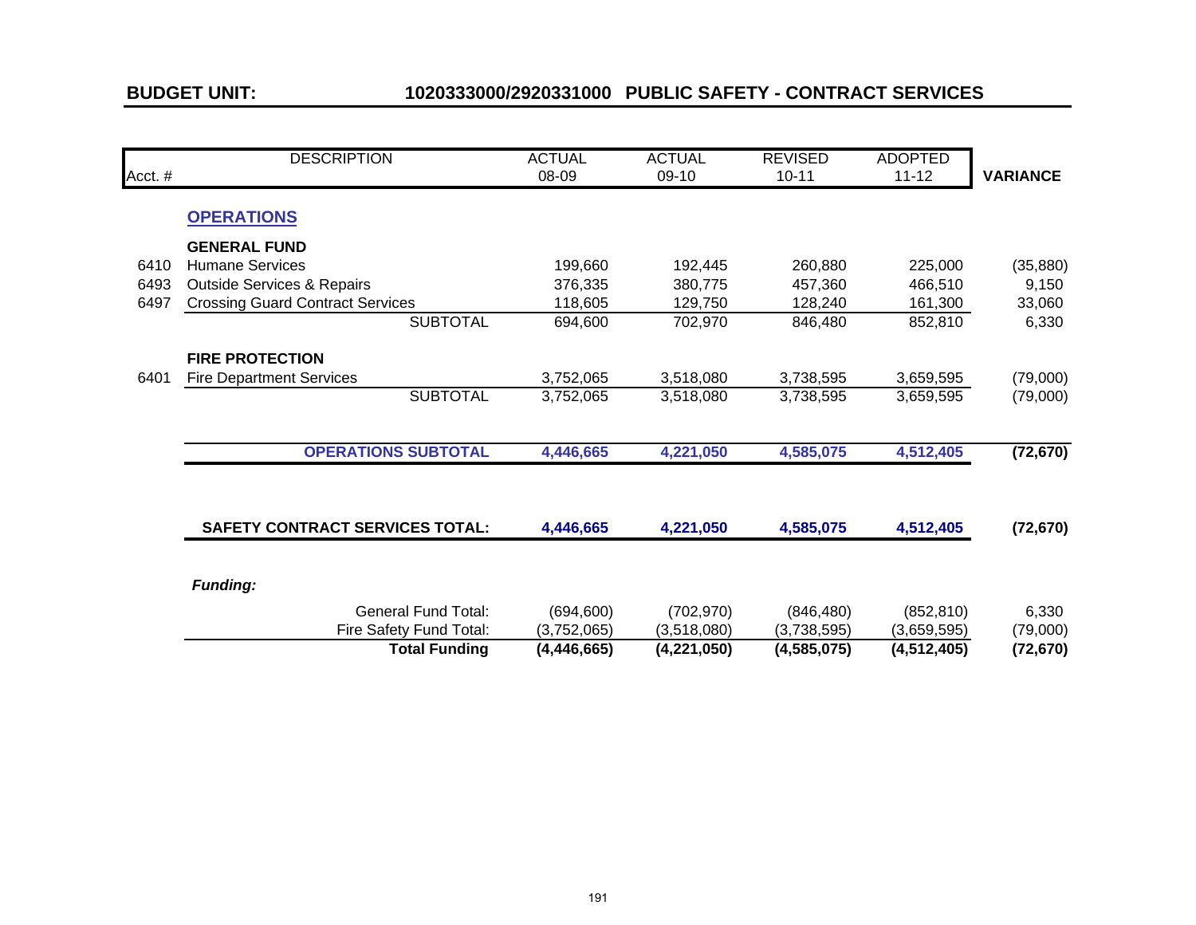**BUDGET UNIT:** **1020333000/2920331000 PUBLIC SAFETY - CONTRACT SERVICES**

| Acct. # | DESCRIPTION | ACTUAL 08-09 | ACTUAL 09-10 | REVISED 10-11 | ADOPTED 11-12 | VARIANCE |
|---|---|---|---|---|---|---|
| | **OPERATIONS** | | | | | |
| | **GENERAL FUND** | | | | | |
| 6410 | Humane Services | 199,660 | 192,445 | 260,880 | 225,000 | (35,880) |
| 6493 | Outside Services & Repairs | 376,335 | 380,775 | 457,360 | 466,510 | 9,150 |
| 6497 | Crossing Guard Contract Services | 118,605 | 129,750 | 128,240 | 161,300 | 33,060 |
| | SUBTOTAL | 694,600 | 702,970 | 846,480 | 852,810 | 6,330 |
| | **FIRE PROTECTION** | | | | | |
| 6401 | Fire Department Services | 3,752,065 | 3,518,080 | 3,738,595 | 3,659,595 | (79,000) |
| | SUBTOTAL | 3,752,065 | 3,518,080 | 3,738,595 | 3,659,595 | (79,000) |
| | **OPERATIONS SUBTOTAL** | **4,446,665** | **4,221,050** | **4,585,075** | **4,512,405** | **(72,670)** |
| | **SAFETY CONTRACT SERVICES TOTAL:** | **4,446,665** | **4,221,050** | **4,585,075** | **4,512,405** | **(72,670)** |
| | ***Funding:*** | | | | | |
| | General Fund Total: | (694,600) | (702,970) | (846,480) | (852,810) | 6,330 |
| | Fire Safety Fund Total: | (3,752,065) | (3,518,080) | (3,738,595) | (3,659,595) | (79,000) |
| | **Total Funding** | **(4,446,665)** | **(4,221,050)** | **(4,585,075)** | **(4,512,405)** | **(72,670)** |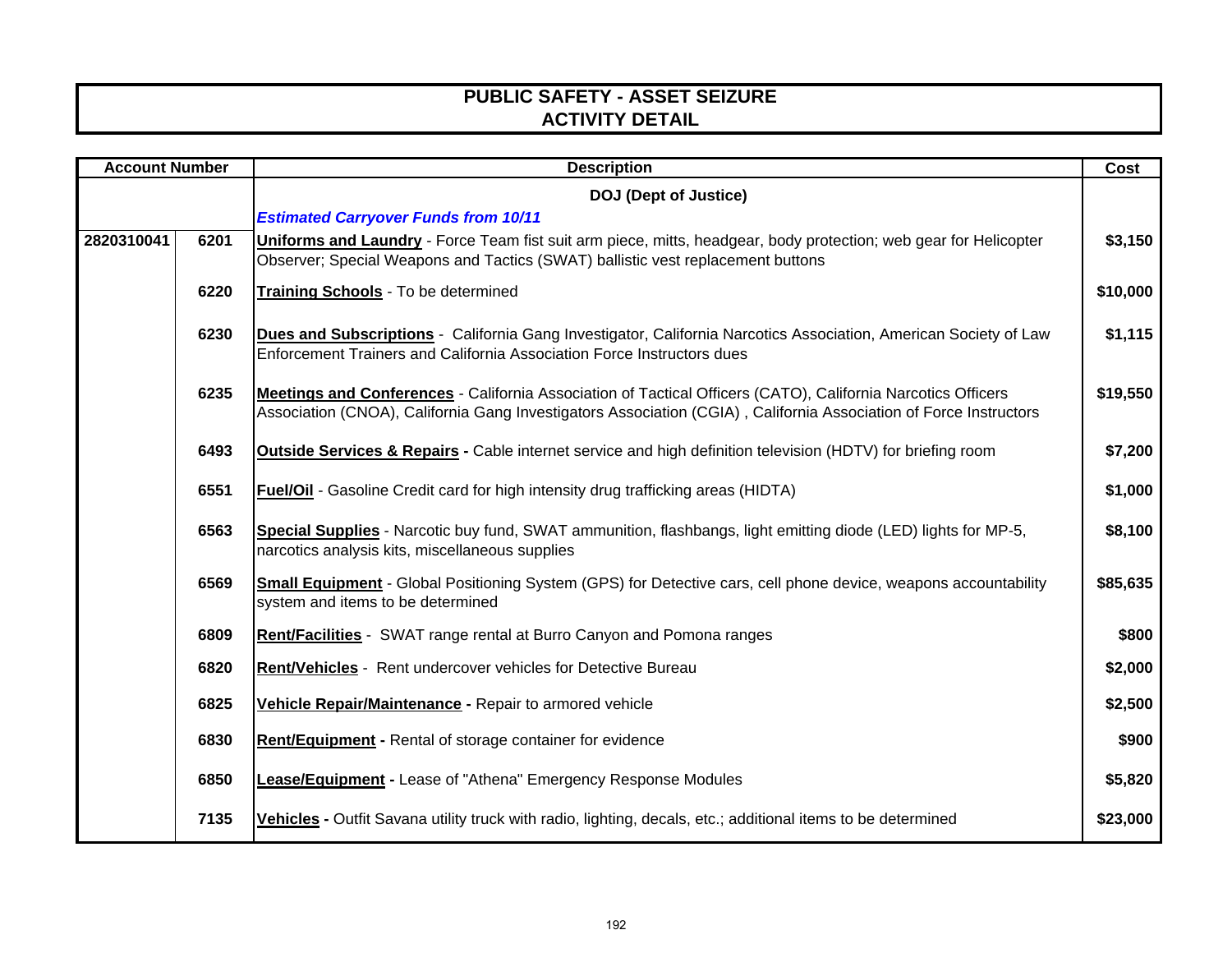# PUBLIC SAFETY - ASSET SEIZURE
## ACTIVITY DETAIL

| Account Number | | Description | Cost |
|---|---|---|---|
| | | **DOJ (Dept of Justice)** | |
| | | ***Estimated Carryover Funds from 10/11*** | |
| **2820310041** | **6201** | **Uniforms and Laundry** - Force Team fist suit arm piece, mitts, headgear, body protection; web gear for Helicopter Observer; Special Weapons and Tactics (SWAT) ballistic vest replacement buttons | **$3,150** |
| | **6220** | **Training Schools** - To be determined | **$10,000** |
| | **6230** | **Dues and Subscriptions** - California Gang Investigator, California Narcotics Association, American Society of Law Enforcement Trainers and California Association Force Instructors dues | **$1,115** |
| | **6235** | **Meetings and Conferences** - California Association of Tactical Officers (CATO), California Narcotics Officers Association (CNOA), California Gang Investigators Association (CGIA) , California Association of Force Instructors | **$19,550** |
| | **6493** | **Outside Services & Repairs -** Cable internet service and high definition television (HDTV) for briefing room | **$7,200** |
| | **6551** | **Fuel/Oil** - Gasoline Credit card for high intensity drug trafficking areas (HIDTA) | **$1,000** |
| | **6563** | **Special Supplies** - Narcotic buy fund, SWAT ammunition, flashbangs, light emitting diode (LED) lights for MP-5, narcotics analysis kits, miscellaneous supplies | **$8,100** |
| | **6569** | **Small Equipment** - Global Positioning System (GPS) for Detective cars, cell phone device, weapons accountability system and items to be determined | **$85,635** |
| | **6809** | **Rent/Facilities** - SWAT range rental at Burro Canyon and Pomona ranges | **$800** |
| | **6820** | **Rent/Vehicles** - Rent undercover vehicles for Detective Bureau | **$2,000** |
| | **6825** | **Vehicle Repair/Maintenance -** Repair to armored vehicle | **$2,500** |
| | **6830** | **Rent/Equipment -** Rental of storage container for evidence | **$900** |
| | **6850** | **Lease/Equipment -** Lease of "Athena" Emergency Response Modules | **$5,820** |
| | **7135** | **Vehicles -** Outfit Savana utility truck with radio, lighting, decals, etc.; additional items to be determined | **$23,000** |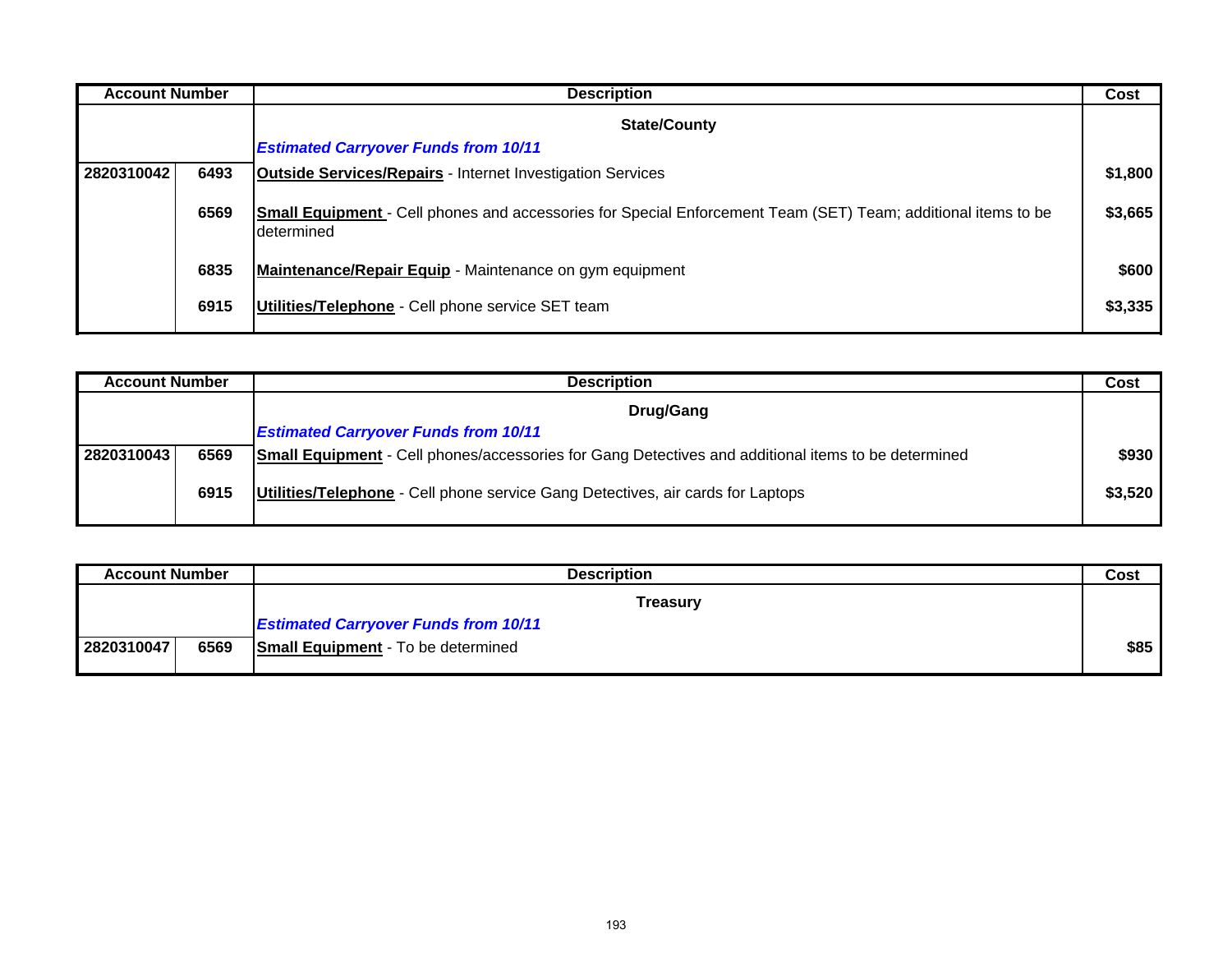| Account Number | | Description | Cost |
| --- | --- | --- | --- |
| | | **State/County** | |
| | | ***Estimated Carryover Funds from 10/11*** | |
| 2820310042 | 6493 | **Outside Services/Repairs** - Internet Investigation Services | $1,800 |
| | 6569 | **Small Equipment** - Cell phones and accessories for Special Enforcement Team (SET) Team; additional items to be determined | $3,665 |
| | 6835 | **Maintenance/Repair Equip** - Maintenance on gym equipment | $600 |
| | 6915 | **Utilities/Telephone** - Cell phone service SET team | $3,335 |

| Account Number | | Description | Cost |
| --- | --- | --- | --- |
| | | **Drug/Gang** | |
| | | ***Estimated Carryover Funds from 10/11*** | |
| 2820310043 | 6569 | **Small Equipment** - Cell phones/accessories for Gang Detectives and additional items to be determined | $930 |
| | 6915 | **Utilities/Telephone** - Cell phone service Gang Detectives, air cards for Laptops | $3,520 |

| Account Number | | Description | Cost |
| --- | --- | --- | --- |
| | | **Treasury** | |
| | | ***Estimated Carryover Funds from 10/11*** | |
| 2820310047 | 6569 | **Small Equipment** - To be determined | $85 |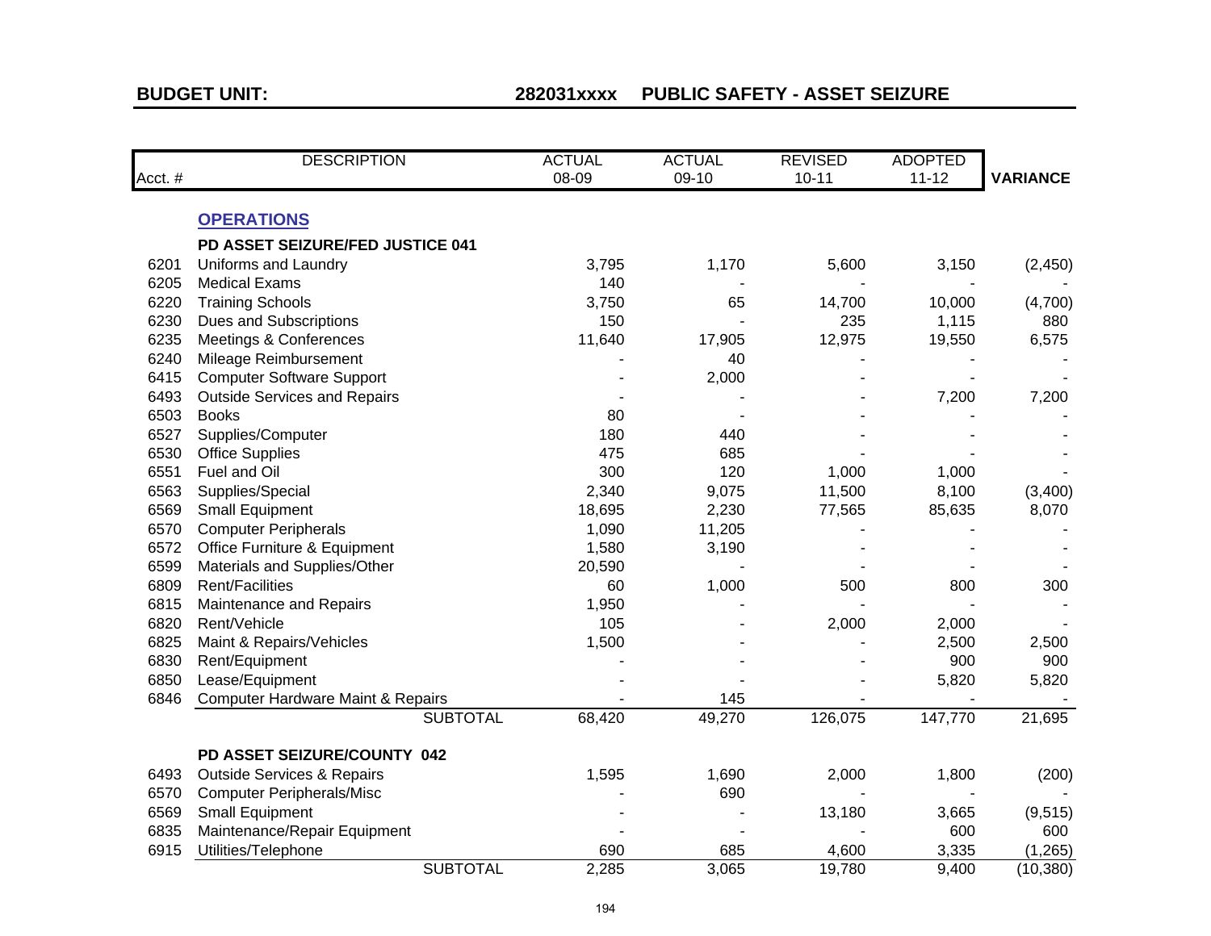**BUDGET UNIT: 282031xxxx PUBLIC SAFETY - ASSET SEIZURE**

| Acct. # | DESCRIPTION | ACTUAL 08-09 | ACTUAL 09-10 | REVISED 10-11 | ADOPTED 11-12 | VARIANCE |
|---|---|---|---|---|---|---|
| | **OPERATIONS** | | | | | |
| | **PD ASSET SEIZURE/FED JUSTICE 041** | | | | | |
| 6201 | Uniforms and Laundry | 3,795 | 1,170 | 5,600 | 3,150 | (2,450) |
| 6205 | Medical Exams | 140 | - | - | - | - |
| 6220 | Training Schools | 3,750 | 65 | 14,700 | 10,000 | (4,700) |
| 6230 | Dues and Subscriptions | 150 | - | 235 | 1,115 | 880 |
| 6235 | Meetings & Conferences | 11,640 | 17,905 | 12,975 | 19,550 | 6,575 |
| 6240 | Mileage Reimbursement | - | 40 | - | - | - |
| 6415 | Computer Software Support | - | 2,000 | - | - | - |
| 6493 | Outside Services and Repairs | - | - | - | 7,200 | 7,200 |
| 6503 | Books | 80 | - | - | - | - |
| 6527 | Supplies/Computer | 180 | 440 | - | - | - |
| 6530 | Office Supplies | 475 | 685 | - | - | - |
| 6551 | Fuel and Oil | 300 | 120 | 1,000 | 1,000 | - |
| 6563 | Supplies/Special | 2,340 | 9,075 | 11,500 | 8,100 | (3,400) |
| 6569 | Small Equipment | 18,695 | 2,230 | 77,565 | 85,635 | 8,070 |
| 6570 | Computer Peripherals | 1,090 | 11,205 | - | - | - |
| 6572 | Office Furniture & Equipment | 1,580 | 3,190 | - | - | - |
| 6599 | Materials and Supplies/Other | 20,590 | - | - | - | - |
| 6809 | Rent/Facilities | 60 | 1,000 | 500 | 800 | 300 |
| 6815 | Maintenance and Repairs | 1,950 | - | - | - | - |
| 6820 | Rent/Vehicle | 105 | - | 2,000 | 2,000 | - |
| 6825 | Maint & Repairs/Vehicles | 1,500 | - | - | 2,500 | 2,500 |
| 6830 | Rent/Equipment | - | - | - | 900 | 900 |
| 6850 | Lease/Equipment | - | - | - | 5,820 | 5,820 |
| 6846 | Computer Hardware Maint & Repairs | - | 145 | - | - | - |
| | SUBTOTAL | 68,420 | 49,270 | 126,075 | 147,770 | 21,695 |
| | **PD ASSET SEIZURE/COUNTY 042** | | | | | |
| 6493 | Outside Services & Repairs | 1,595 | 1,690 | 2,000 | 1,800 | (200) |
| 6570 | Computer Peripherals/Misc | - | 690 | - | - | - |
| 6569 | Small Equipment | - | - | 13,180 | 3,665 | (9,515) |
| 6835 | Maintenance/Repair Equipment | - | - | - | 600 | 600 |
| 6915 | Utilities/Telephone | 690 | 685 | 4,600 | 3,335 | (1,265) |
| | SUBTOTAL | 2,285 | 3,065 | 19,780 | 9,400 | (10,380) |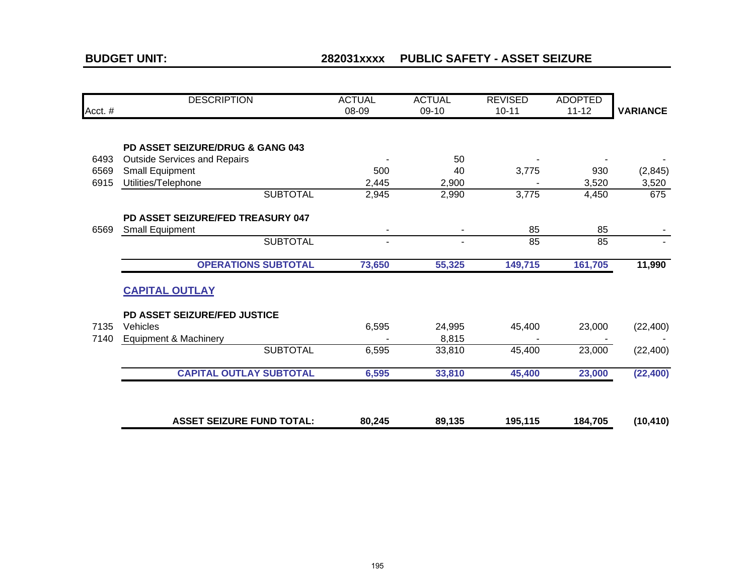**BUDGET UNIT: 282031xxxx PUBLIC SAFETY - ASSET SEIZURE**

| Acct. # | DESCRIPTION | ACTUAL 08-09 | ACTUAL 09-10 | REVISED 10-11 | ADOPTED 11-12 | VARIANCE |
|---|---|---|---|---|---|---|
| | **PD ASSET SEIZURE/DRUG & GANG 043** | | | | | |
| 6493 | Outside Services and Repairs | - | 50 | - | - | - |
| 6569 | Small Equipment | 500 | 40 | 3,775 | 930 | (2,845) |
| 6915 | Utilities/Telephone | 2,445 | 2,900 | - | 3,520 | 3,520 |
| | SUBTOTAL | 2,945 | 2,990 | 3,775 | 4,450 | 675 |
| | **PD ASSET SEIZURE/FED TREASURY 047** | | | | | |
| 6569 | Small Equipment | - | - | 85 | 85 | - |
| | SUBTOTAL | - | - | 85 | 85 | - |
| | **OPERATIONS SUBTOTAL** | **73,650** | **55,325** | **149,715** | **161,705** | **11,990** |
| | **CAPITAL OUTLAY** | | | | | |
| | **PD ASSET SEIZURE/FED JUSTICE** | | | | | |
| 7135 | Vehicles | 6,595 | 24,995 | 45,400 | 23,000 | (22,400) |
| 7140 | Equipment & Machinery | - | 8,815 | - | - | - |
| | SUBTOTAL | 6,595 | 33,810 | 45,400 | 23,000 | (22,400) |
| | **CAPITAL OUTLAY SUBTOTAL** | **6,595** | **33,810** | **45,400** | **23,000** | **(22,400)** |
| | **ASSET SEIZURE FUND TOTAL:** | **80,245** | **89,135** | **195,115** | **184,705** | **(10,410)** |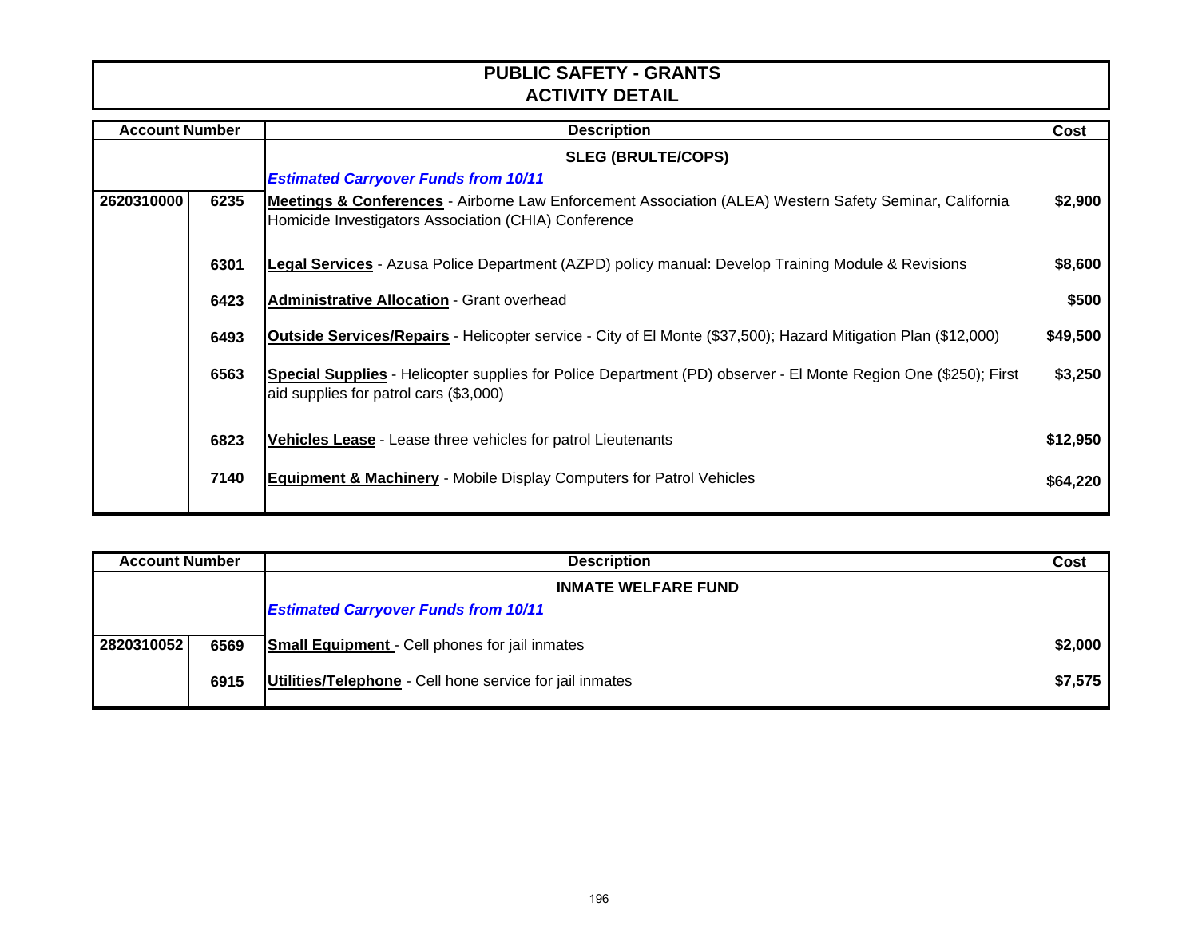# PUBLIC SAFETY - GRANTS
## ACTIVITY DETAIL

| Account Number | | Description | Cost |
|---|---|---|---|
| | | **SLEG (BRULTE/COPS)** | |
| | | ***Estimated Carryover Funds from 10/11*** | |
| 2620310000 | 6235 | **Meetings & Conferences** - Airborne Law Enforcement Association (ALEA) Western Safety Seminar, California Homicide Investigators Association (CHIA) Conference | $2,900 |
| | 6301 | **Legal Services** - Azusa Police Department (AZPD) policy manual: Develop Training Module & Revisions | $8,600 |
| | 6423 | **Administrative Allocation** - Grant overhead | $500 |
| | 6493 | **Outside Services/Repairs** - Helicopter service - City of El Monte ($37,500); Hazard Mitigation Plan ($12,000) | $49,500 |
| | 6563 | **Special Supplies** - Helicopter supplies for Police Department (PD) observer - El Monte Region One ($250); First aid supplies for patrol cars ($3,000) | $3,250 |
| | 6823 | **Vehicles Lease** - Lease three vehicles for patrol Lieutenants | $12,950 |
| | 7140 | **Equipment & Machinery** - Mobile Display Computers for Patrol Vehicles | $64,220 |

| Account Number | | Description | Cost |
|---|---|---|---|
| | | **INMATE WELFARE FUND** | |
| | | ***Estimated Carryover Funds from 10/11*** | |
| 2820310052 | 6569 | **Small Equipment** - Cell phones for jail inmates | $2,000 |
| | 6915 | **Utilities/Telephone** - Cell hone service for jail inmates | $7,575 |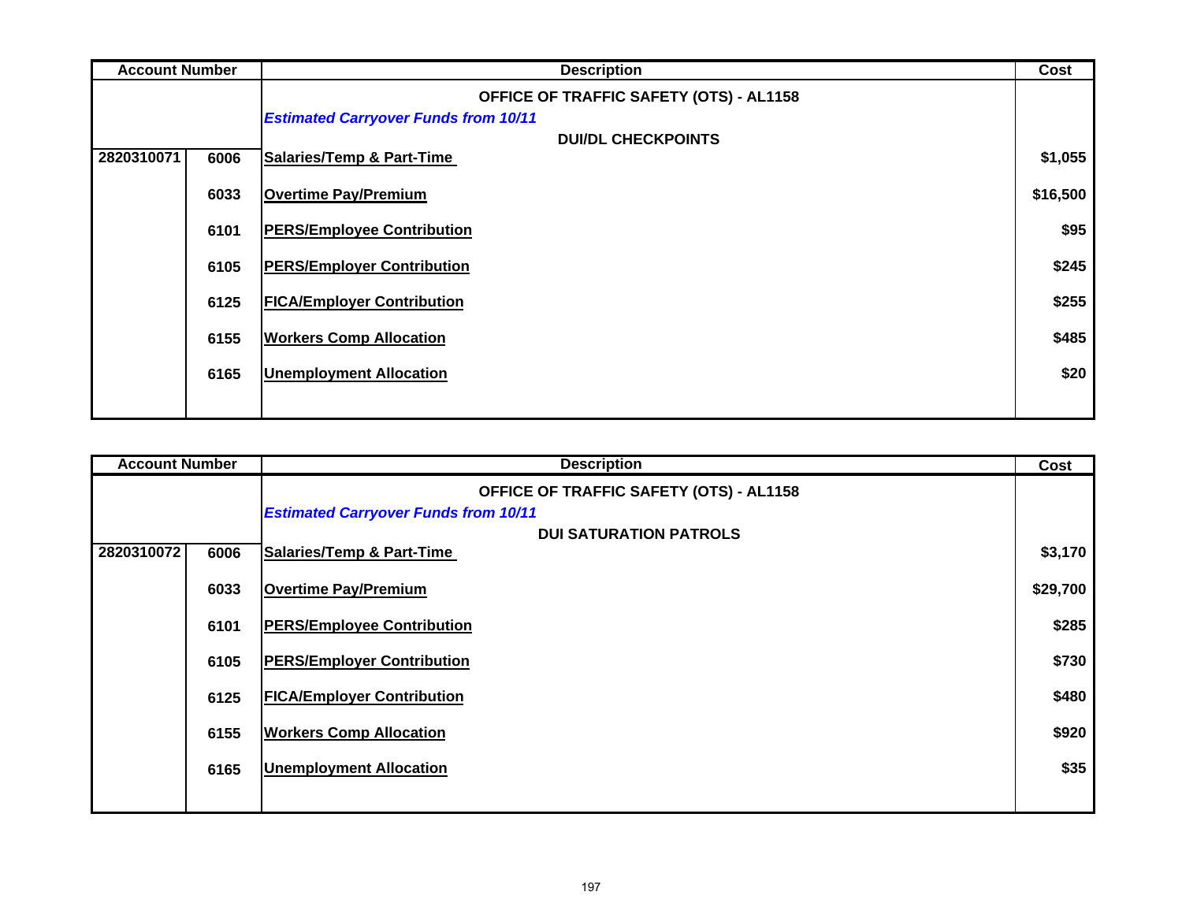| Account Number | | Description | Cost |
|---|---|---|---|
| | | **OFFICE OF TRAFFIC SAFETY (OTS) - AL1158** | |
| | | ***Estimated Carryover Funds from 10/11*** | |
| | | **DUI/DL CHECKPOINTS** | |
| **2820310071** | **6006** | **Salaries/Temp & Part-Time** | **$1,055** |
| | **6033** | **Overtime Pay/Premium** | **$16,500** |
| | **6101** | **PERS/Employee Contribution** | **$95** |
| | **6105** | **PERS/Employer Contribution** | **$245** |
| | **6125** | **FICA/Employer Contribution** | **$255** |
| | **6155** | **Workers Comp Allocation** | **$485** |
| | **6165** | **Unemployment Allocation** | **$20** |

| Account Number | | Description | Cost |
|---|---|---|---|
| | | **OFFICE OF TRAFFIC SAFETY (OTS) - AL1158** | |
| | | ***Estimated Carryover Funds from 10/11*** | |
| | | **DUI SATURATION PATROLS** | |
| **2820310072** | **6006** | **Salaries/Temp & Part-Time** | **$3,170** |
| | **6033** | **Overtime Pay/Premium** | **$29,700** |
| | **6101** | **PERS/Employee Contribution** | **$285** |
| | **6105** | **PERS/Employer Contribution** | **$730** |
| | **6125** | **FICA/Employer Contribution** | **$480** |
| | **6155** | **Workers Comp Allocation** | **$920** |
| | **6165** | **Unemployment Allocation** | **$35** |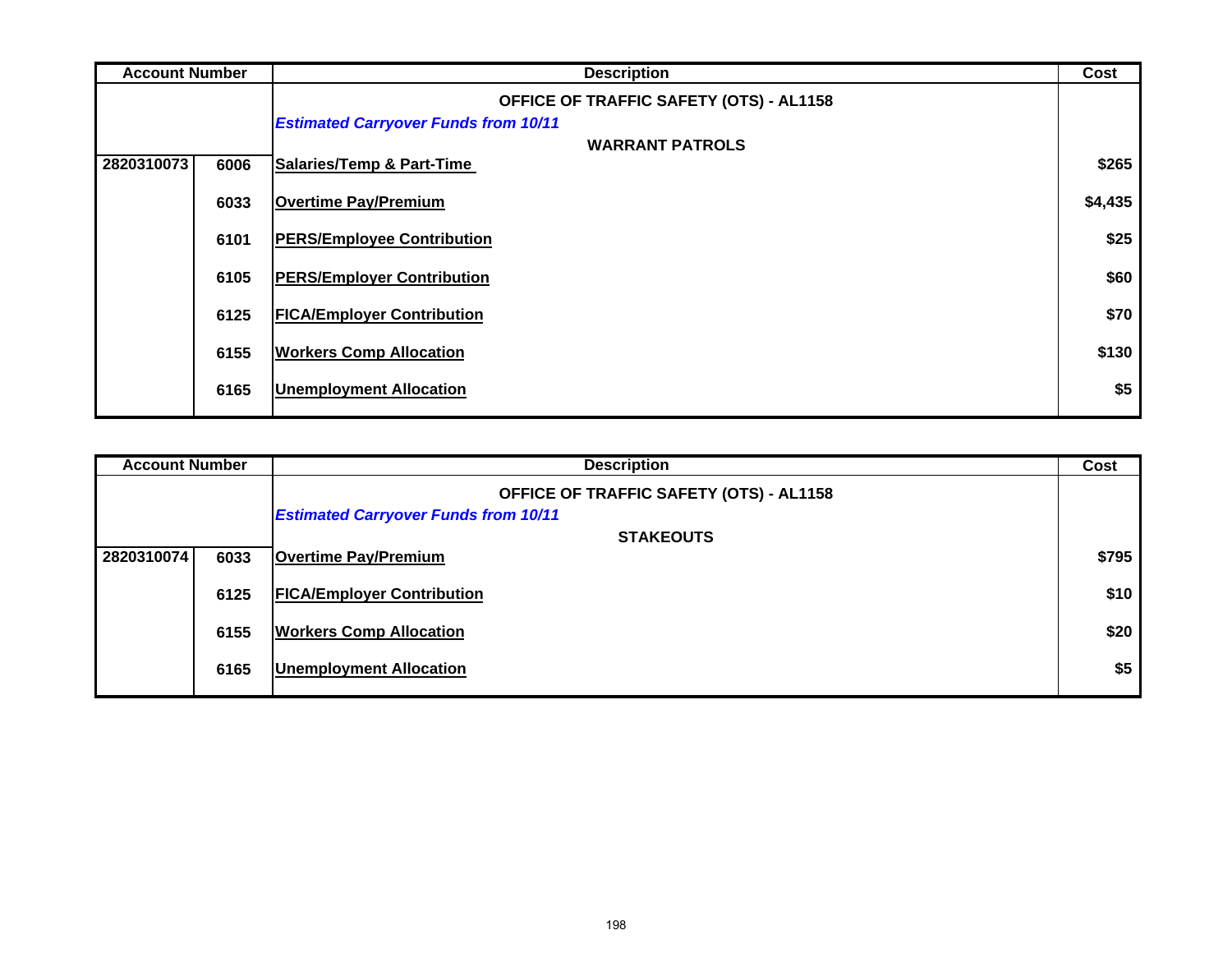| Account Number | | Description | Cost |
|---|---|---|---|
| | | **OFFICE OF TRAFFIC SAFETY (OTS) - AL1158** | |
| | | ***Estimated Carryover Funds from 10/11*** | |
| | | **WARRANT PATROLS** | |
| 2820310073 | 6006 | Salaries/Temp & Part-Time | $265 |
| | 6033 | Overtime Pay/Premium | $4,435 |
| | 6101 | PERS/Employee Contribution | $25 |
| | 6105 | PERS/Employer Contribution | $60 |
| | 6125 | FICA/Employer Contribution | $70 |
| | 6155 | Workers Comp Allocation | $130 |
| | 6165 | Unemployment Allocation | $5 |

| Account Number | | Description | Cost |
|---|---|---|---|
| | | **OFFICE OF TRAFFIC SAFETY (OTS) - AL1158** | |
| | | ***Estimated Carryover Funds from 10/11*** | |
| | | **STAKEOUTS** | |
| 2820310074 | 6033 | Overtime Pay/Premium | $795 |
| | 6125 | FICA/Employer Contribution | $10 |
| | 6155 | Workers Comp Allocation | $20 |
| | 6165 | Unemployment Allocation | $5 |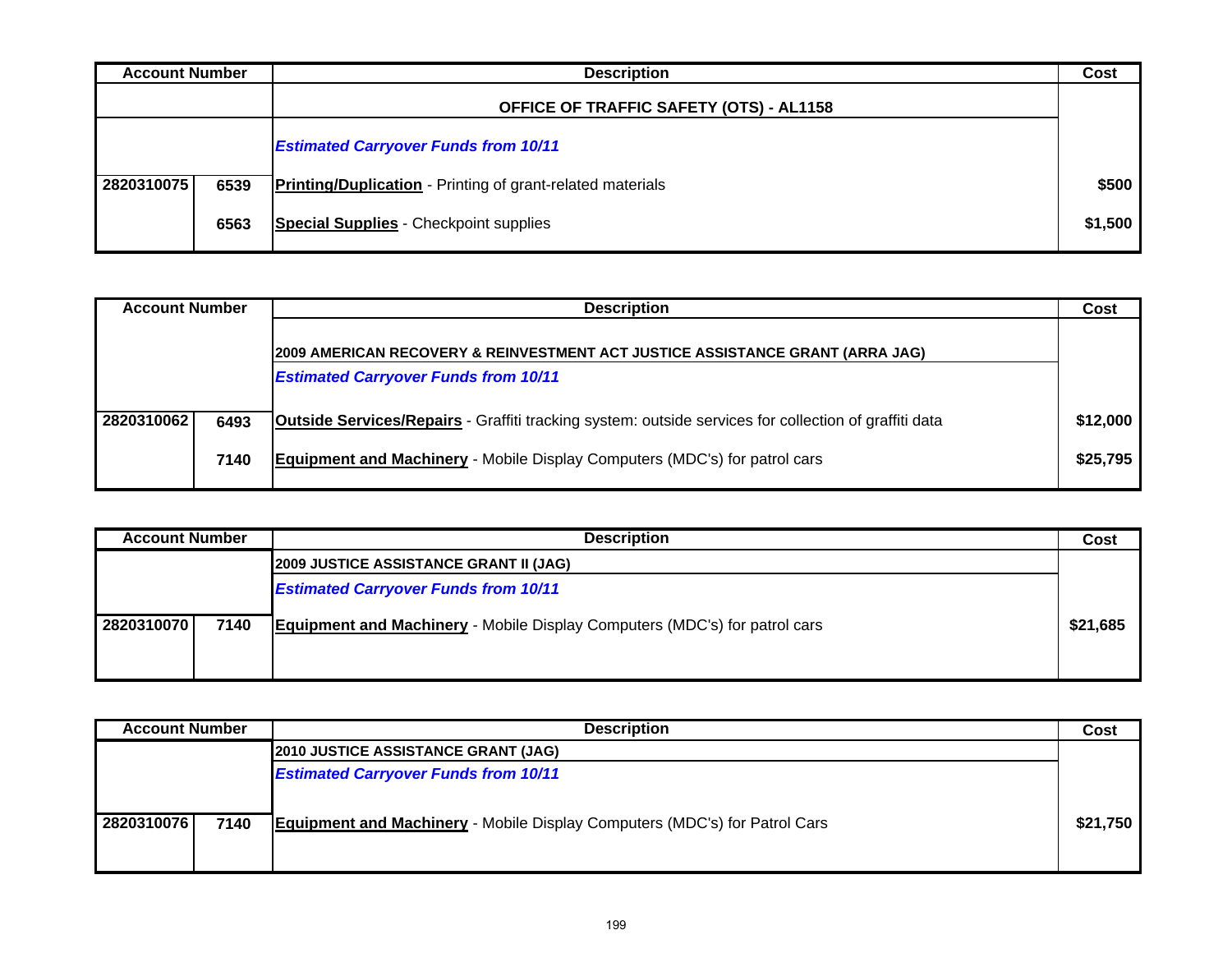| Account Number | | Description | Cost |
|---|---|---|---|
| | | **OFFICE OF TRAFFIC SAFETY (OTS) - AL1158** | |
| | | ***Estimated Carryover Funds from 10/11*** | |
| 2820310075 | 6539 | **Printing/Duplication** - Printing of grant-related materials | $500 |
| | 6563 | **Special Supplies** - Checkpoint supplies | $1,500 |

| Account Number | | Description | Cost |
|---|---|---|---|
| | | **2009 AMERICAN RECOVERY & REINVESTMENT ACT JUSTICE ASSISTANCE GRANT (ARRA JAG)** | |
| | | ***Estimated Carryover Funds from 10/11*** | |
| 2820310062 | 6493 | **Outside Services/Repairs** - Graffiti tracking system: outside services for collection of graffiti data | $12,000 |
| | 7140 | **Equipment and Machinery** - Mobile Display Computers (MDC's) for patrol cars | $25,795 |

| Account Number | | Description | Cost |
|---|---|---|---|
| | | **2009 JUSTICE ASSISTANCE GRANT II (JAG)** | |
| | | ***Estimated Carryover Funds from 10/11*** | |
| 2820310070 | 7140 | **Equipment and Machinery** - Mobile Display Computers (MDC's) for patrol cars | $21,685 |

| Account Number | | Description | Cost |
|---|---|---|---|
| | | **2010 JUSTICE ASSISTANCE GRANT (JAG)** | |
| | | ***Estimated Carryover Funds from 10/11*** | |
| 2820310076 | 7140 | **Equipment and Machinery** - Mobile Display Computers (MDC's) for Patrol Cars | $21,750 |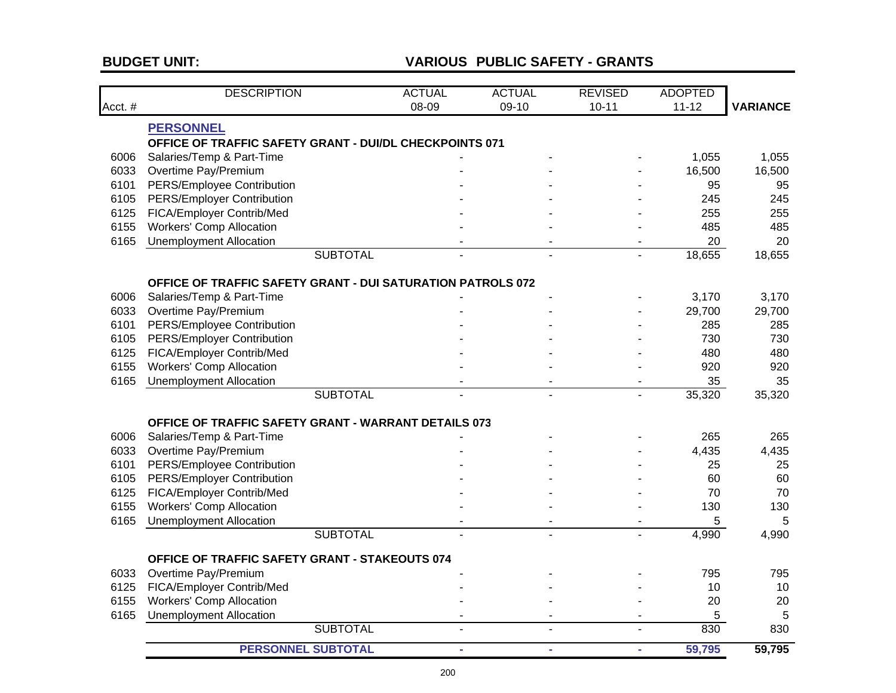**BUDGET UNIT:** **VARIOUS PUBLIC SAFETY - GRANTS**

| Acct. # | DESCRIPTION | ACTUAL 08-09 | ACTUAL 09-10 | REVISED 10-11 | ADOPTED 11-12 | VARIANCE |
|---|---|---|---|---|---|---|
| | **PERSONNEL** | | | | | |
| | **OFFICE OF TRAFFIC SAFETY GRANT - DUI/DL CHECKPOINTS 071** | | | | | |
| 6006 | Salaries/Temp & Part-Time | - | - | - | 1,055 | 1,055 |
| 6033 | Overtime Pay/Premium | - | - | - | 16,500 | 16,500 |
| 6101 | PERS/Employee Contribution | - | - | - | 95 | 95 |
| 6105 | PERS/Employer Contribution | - | - | - | 245 | 245 |
| 6125 | FICA/Employer Contrib/Med | - | - | - | 255 | 255 |
| 6155 | Workers' Comp Allocation | - | - | - | 485 | 485 |
| 6165 | Unemployment Allocation | - | - | - | 20 | 20 |
| | SUBTOTAL | - | - | - | 18,655 | 18,655 |
| | **OFFICE OF TRAFFIC SAFETY GRANT - DUI SATURATION PATROLS 072** | | | | | |
| 6006 | Salaries/Temp & Part-Time | - | - | - | 3,170 | 3,170 |
| 6033 | Overtime Pay/Premium | - | - | - | 29,700 | 29,700 |
| 6101 | PERS/Employee Contribution | - | - | - | 285 | 285 |
| 6105 | PERS/Employer Contribution | - | - | - | 730 | 730 |
| 6125 | FICA/Employer Contrib/Med | - | - | - | 480 | 480 |
| 6155 | Workers' Comp Allocation | - | - | - | 920 | 920 |
| 6165 | Unemployment Allocation | - | - | - | 35 | 35 |
| | SUBTOTAL | - | - | - | 35,320 | 35,320 |
| | **OFFICE OF TRAFFIC SAFETY GRANT - WARRANT DETAILS 073** | | | | | |
| 6006 | Salaries/Temp & Part-Time | - | - | - | 265 | 265 |
| 6033 | Overtime Pay/Premium | - | - | - | 4,435 | 4,435 |
| 6101 | PERS/Employee Contribution | - | - | - | 25 | 25 |
| 6105 | PERS/Employer Contribution | - | - | - | 60 | 60 |
| 6125 | FICA/Employer Contrib/Med | - | - | - | 70 | 70 |
| 6155 | Workers' Comp Allocation | - | - | - | 130 | 130 |
| 6165 | Unemployment Allocation | - | - | - | 5 | 5 |
| | SUBTOTAL | - | - | - | 4,990 | 4,990 |
| | **OFFICE OF TRAFFIC SAFETY GRANT - STAKEOUTS 074** | | | | | |
| 6033 | Overtime Pay/Premium | - | - | - | 795 | 795 |
| 6125 | FICA/Employer Contrib/Med | - | - | - | 10 | 10 |
| 6155 | Workers' Comp Allocation | - | - | - | 20 | 20 |
| 6165 | Unemployment Allocation | - | - | - | 5 | 5 |
| | SUBTOTAL | - | - | - | 830 | 830 |
| | **PERSONNEL SUBTOTAL** | **-** | **-** | **-** | **59,795** | **59,795** |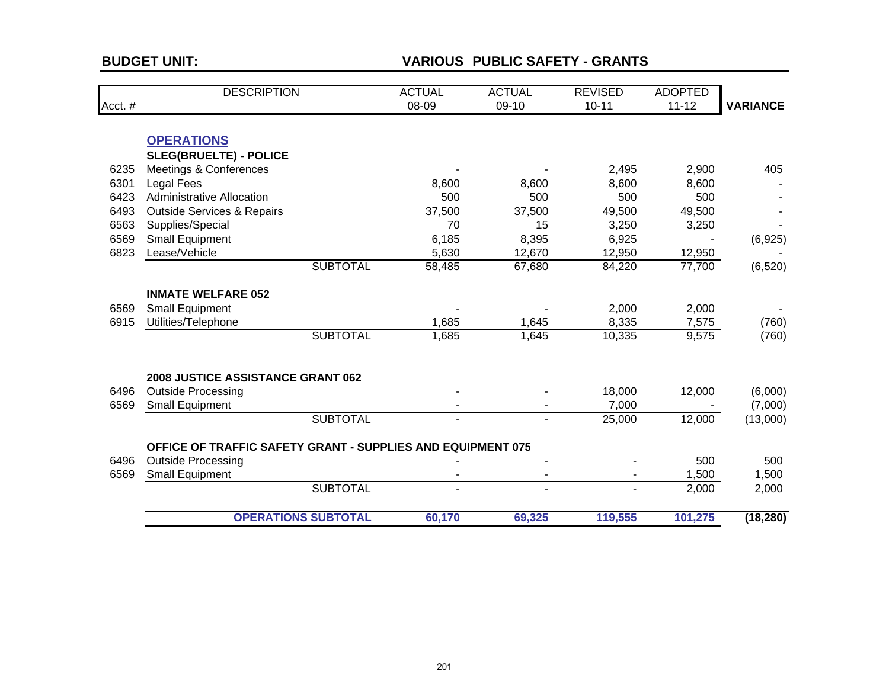## BUDGET UNIT: VARIOUS PUBLIC SAFETY - GRANTS

| Acct. # | DESCRIPTION | ACTUAL 08-09 | ACTUAL 09-10 | REVISED 10-11 | ADOPTED 11-12 | VARIANCE |
|---|---|---|---|---|---|---|
| | **OPERATIONS** | | | | | |
| | **SLEG(BRUELTE) - POLICE** | | | | | |
| 6235 | Meetings & Conferences | - | - | 2,495 | 2,900 | 405 |
| 6301 | Legal Fees | 8,600 | 8,600 | 8,600 | 8,600 | - |
| 6423 | Administrative Allocation | 500 | 500 | 500 | 500 | - |
| 6493 | Outside Services & Repairs | 37,500 | 37,500 | 49,500 | 49,500 | - |
| 6563 | Supplies/Special | 70 | 15 | 3,250 | 3,250 | - |
| 6569 | Small Equipment | 6,185 | 8,395 | 6,925 | - | (6,925) |
| 6823 | Lease/Vehicle | 5,630 | 12,670 | 12,950 | 12,950 | - |
| | SUBTOTAL | 58,485 | 67,680 | 84,220 | 77,700 | (6,520) |
| | **INMATE WELFARE 052** | | | | | |
| 6569 | Small Equipment | - | - | 2,000 | 2,000 | - |
| 6915 | Utilities/Telephone | 1,685 | 1,645 | 8,335 | 7,575 | (760) |
| | SUBTOTAL | 1,685 | 1,645 | 10,335 | 9,575 | (760) |
| | **2008 JUSTICE ASSISTANCE GRANT 062** | | | | | |
| 6496 | Outside Processing | - | - | 18,000 | 12,000 | (6,000) |
| 6569 | Small Equipment | - | - | 7,000 | - | (7,000) |
| | SUBTOTAL | - | - | 25,000 | 12,000 | (13,000) |
| | **OFFICE OF TRAFFIC SAFETY GRANT - SUPPLIES AND EQUIPMENT 075** | | | | | |
| 6496 | Outside Processing | - | - | - | 500 | 500 |
| 6569 | Small Equipment | - | - | - | 1,500 | 1,500 |
| | SUBTOTAL | - | - | - | 2,000 | 2,000 |
| | **OPERATIONS SUBTOTAL** | **60,170** | **69,325** | **119,555** | **101,275** | **(18,280)** |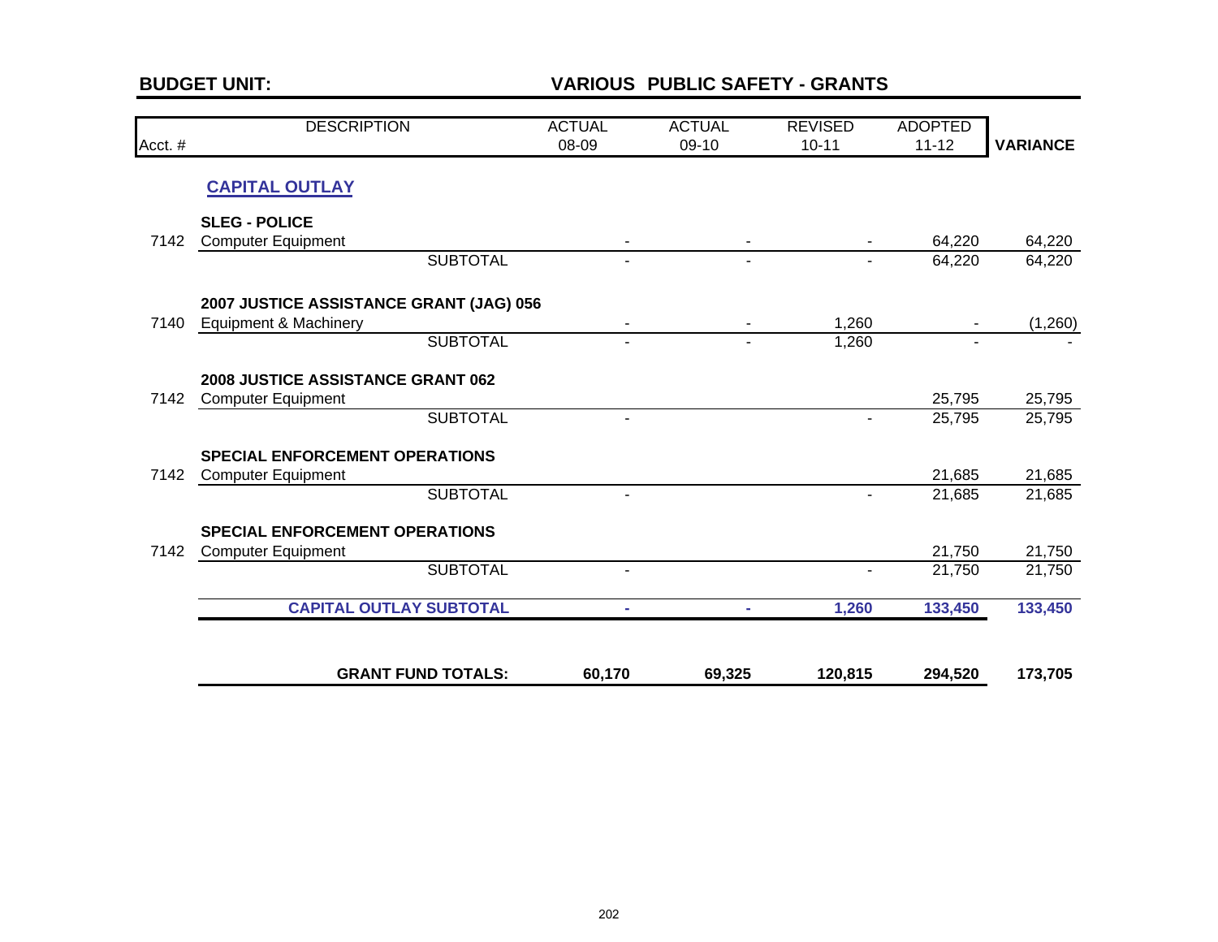**BUDGET UNIT:** **VARIOUS PUBLIC SAFETY - GRANTS**

| Acct. # | DESCRIPTION | ACTUAL 08-09 | ACTUAL 09-10 | REVISED 10-11 | ADOPTED 11-12 | VARIANCE |
|---|---|---|---|---|---|---|
| | **CAPITAL OUTLAY** | | | | | |
| | **SLEG - POLICE** | | | | | |
| 7142 | Computer Equipment | - | - | - | 64,220 | 64,220 |
| | SUBTOTAL | - | - | - | 64,220 | 64,220 |
| | **2007 JUSTICE ASSISTANCE GRANT (JAG) 056** | | | | | |
| 7140 | Equipment & Machinery | - | - | 1,260 | - | (1,260) |
| | SUBTOTAL | - | - | 1,260 | - | - |
| | **2008 JUSTICE ASSISTANCE GRANT 062** | | | | | |
| 7142 | Computer Equipment | | | | 25,795 | 25,795 |
| | SUBTOTAL | - | | - | 25,795 | 25,795 |
| | **SPECIAL ENFORCEMENT OPERATIONS** | | | | | |
| 7142 | Computer Equipment | | | | 21,685 | 21,685 |
| | SUBTOTAL | - | | - | 21,685 | 21,685 |
| | **SPECIAL ENFORCEMENT OPERATIONS** | | | | | |
| 7142 | Computer Equipment | | | | 21,750 | 21,750 |
| | SUBTOTAL | - | | - | 21,750 | 21,750 |
| | **CAPITAL OUTLAY SUBTOTAL** | **-** | **-** | **1,260** | **133,450** | **133,450** |
| | **GRANT FUND TOTALS:** | **60,170** | **69,325** | **120,815** | **294,520** | **173,705** |